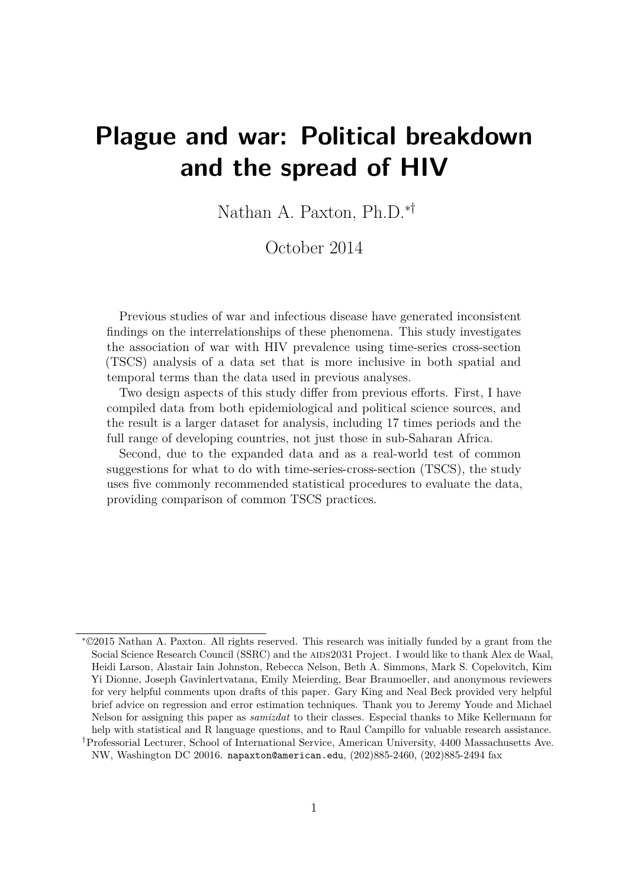# Plague and war: Political breakdown and the spread of HIV

Nathan A. Paxton, Ph.D.[*†]

October 2014

Previous studies of war and infectious disease have generated inconsistent findings on the interrelationships of these phenomena. This study investigates the association of war with HIV prevalence using time-series cross-section (TSCS) analysis of a data set that is more inclusive in both spatial and temporal terms than the data used in previous analyses.

Two design aspects of this study differ from previous efforts. First, I have compiled data from both epidemiological and political science sources, and the result is a larger dataset for analysis, including 17 times periods and the full range of developing countries, not just those in sub-Saharan Africa.

Second, due to the expanded data and as a real-world test of common suggestions for what to do with time-series-cross-section (TSCS), the study uses five commonly recommended statistical procedures to evaluate the data, providing comparison of common TSCS practices.

---

[*] ©2015 Nathan A. Paxton. All rights reserved. This research was initially funded by a grant from the Social Science Research Council (SSRC) and the AIDS2031 Project. I would like to thank Alex de Waal, Heidi Larson, Alastair Iain Johnston, Rebecca Nelson, Beth A. Simmons, Mark S. Copelovitch, Kim Yi Dionne, Joseph Gavinlertvatana, Emily Meierding, Bear Braumoeller, and anonymous reviewers for very helpful comments upon drafts of this paper. Gary King and Neal Beck provided very helpful brief advice on regression and error estimation techniques. Thank you to Jeremy Youde and Michael Nelson for assigning this paper as *samizdat* to their classes. Especial thanks to Mike Kellermann for help with statistical and R language questions, and to Raul Campillo for valuable research assistance.

[†] Professorial Lecturer, School of International Service, American University, 4400 Massachusetts Ave. NW, Washington DC 20016. `napaxton@american.edu`, (202)885-2460, (202)885-2494 fax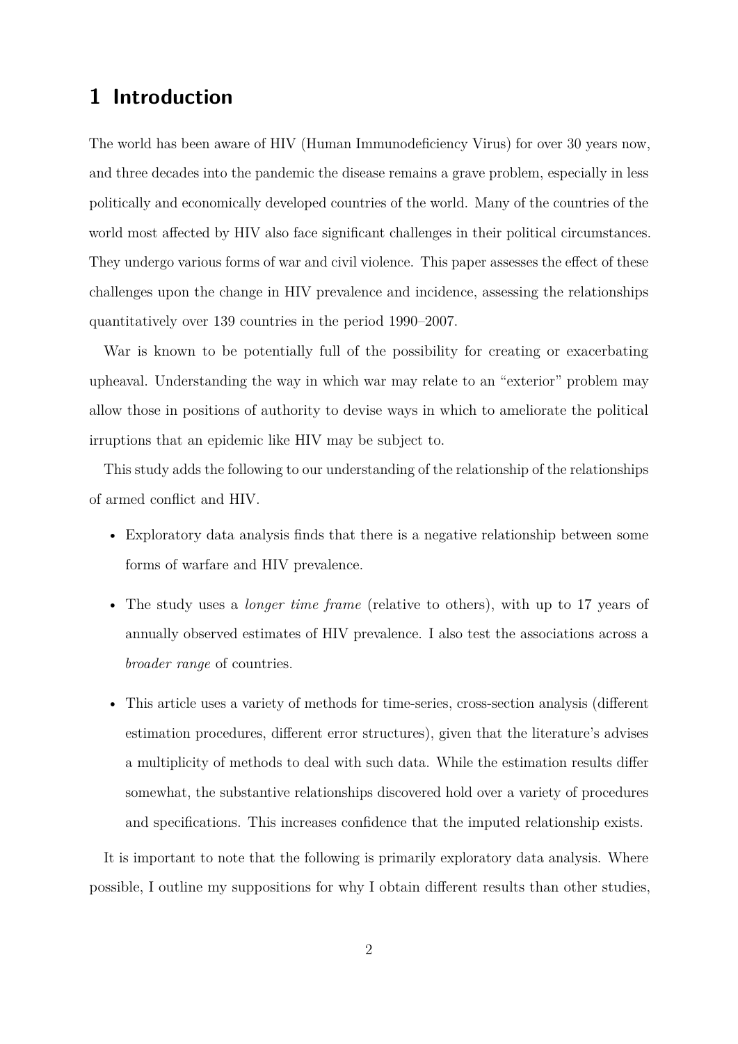# 1 Introduction

The world has been aware of HIV (Human Immunodeficiency Virus) for over 30 years now, and three decades into the pandemic the disease remains a grave problem, especially in less politically and economically developed countries of the world. Many of the countries of the world most affected by HIV also face significant challenges in their political circumstances. They undergo various forms of war and civil violence. This paper assesses the effect of these challenges upon the change in HIV prevalence and incidence, assessing the relationships quantitatively over 139 countries in the period 1990–2007.

War is known to be potentially full of the possibility for creating or exacerbating upheaval. Understanding the way in which war may relate to an "exterior" problem may allow those in positions of authority to devise ways in which to ameliorate the political irruptions that an epidemic like HIV may be subject to.

This study adds the following to our understanding of the relationship of the relationships of armed conflict and HIV.

- Exploratory data analysis finds that there is a negative relationship between some forms of warfare and HIV prevalence.
- The study uses a *longer time frame* (relative to others), with up to 17 years of annually observed estimates of HIV prevalence. I also test the associations across a *broader range* of countries.
- This article uses a variety of methods for time-series, cross-section analysis (different estimation procedures, different error structures), given that the literature's advises a multiplicity of methods to deal with such data. While the estimation results differ somewhat, the substantive relationships discovered hold over a variety of procedures and specifications. This increases confidence that the imputed relationship exists.

It is important to note that the following is primarily exploratory data analysis. Where possible, I outline my suppositions for why I obtain different results than other studies,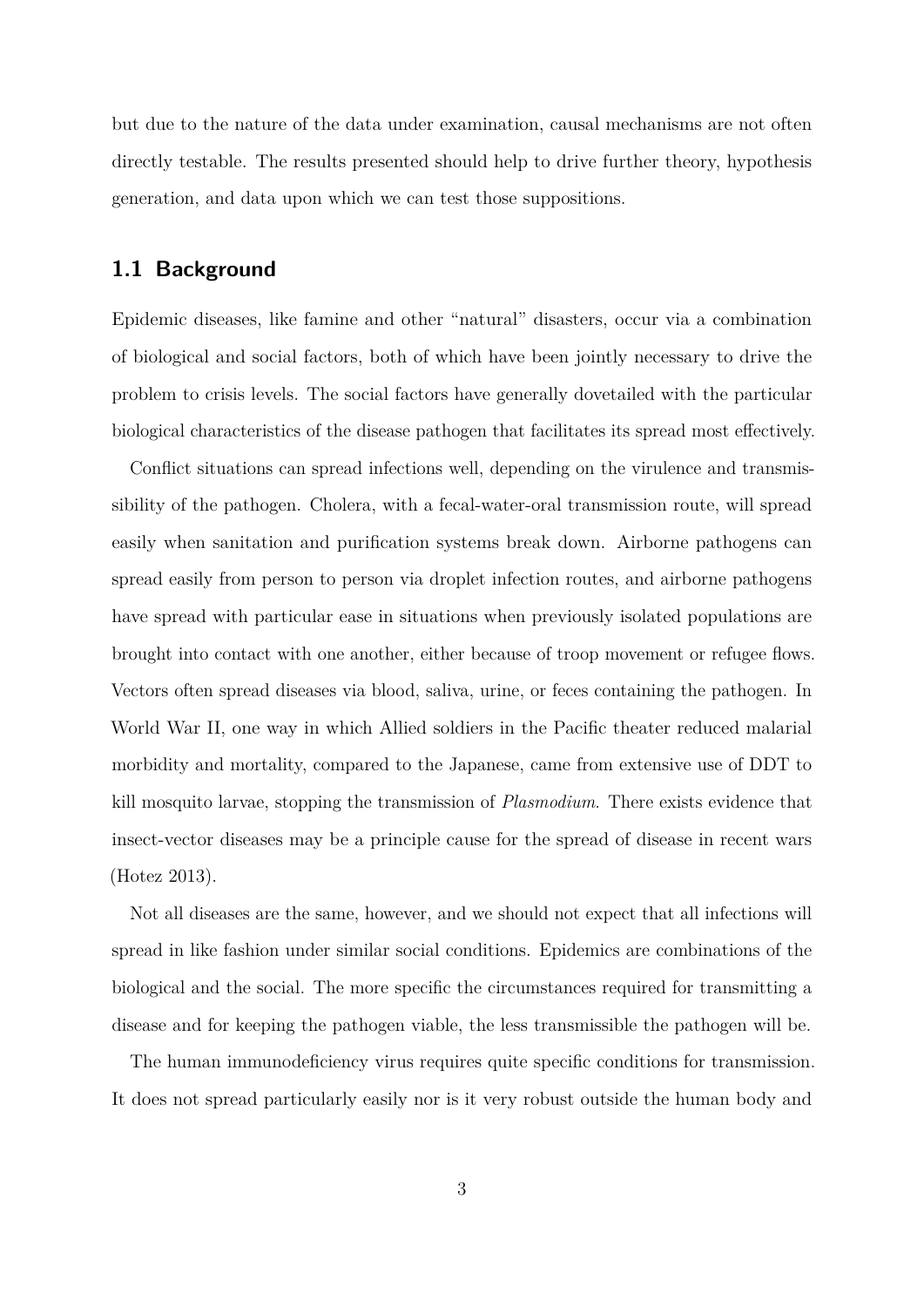but due to the nature of the data under examination, causal mechanisms are not often directly testable. The results presented should help to drive further theory, hypothesis generation, and data upon which we can test those suppositions.

## 1.1 Background

Epidemic diseases, like famine and other "natural" disasters, occur via a combination of biological and social factors, both of which have been jointly necessary to drive the problem to crisis levels. The social factors have generally dovetailed with the particular biological characteristics of the disease pathogen that facilitates its spread most effectively.

Conflict situations can spread infections well, depending on the virulence and transmissibility of the pathogen. Cholera, with a fecal-water-oral transmission route, will spread easily when sanitation and purification systems break down. Airborne pathogens can spread easily from person to person via droplet infection routes, and airborne pathogens have spread with particular ease in situations when previously isolated populations are brought into contact with one another, either because of troop movement or refugee flows. Vectors often spread diseases via blood, saliva, urine, or feces containing the pathogen. In World War II, one way in which Allied soldiers in the Pacific theater reduced malarial morbidity and mortality, compared to the Japanese, came from extensive use of DDT to kill mosquito larvae, stopping the transmission of *Plasmodium*. There exists evidence that insect-vector diseases may be a principle cause for the spread of disease in recent wars (Hotez 2013).

Not all diseases are the same, however, and we should not expect that all infections will spread in like fashion under similar social conditions. Epidemics are combinations of the biological and the social. The more specific the circumstances required for transmitting a disease and for keeping the pathogen viable, the less transmissible the pathogen will be.

The human immunodeficiency virus requires quite specific conditions for transmission. It does not spread particularly easily nor is it very robust outside the human body and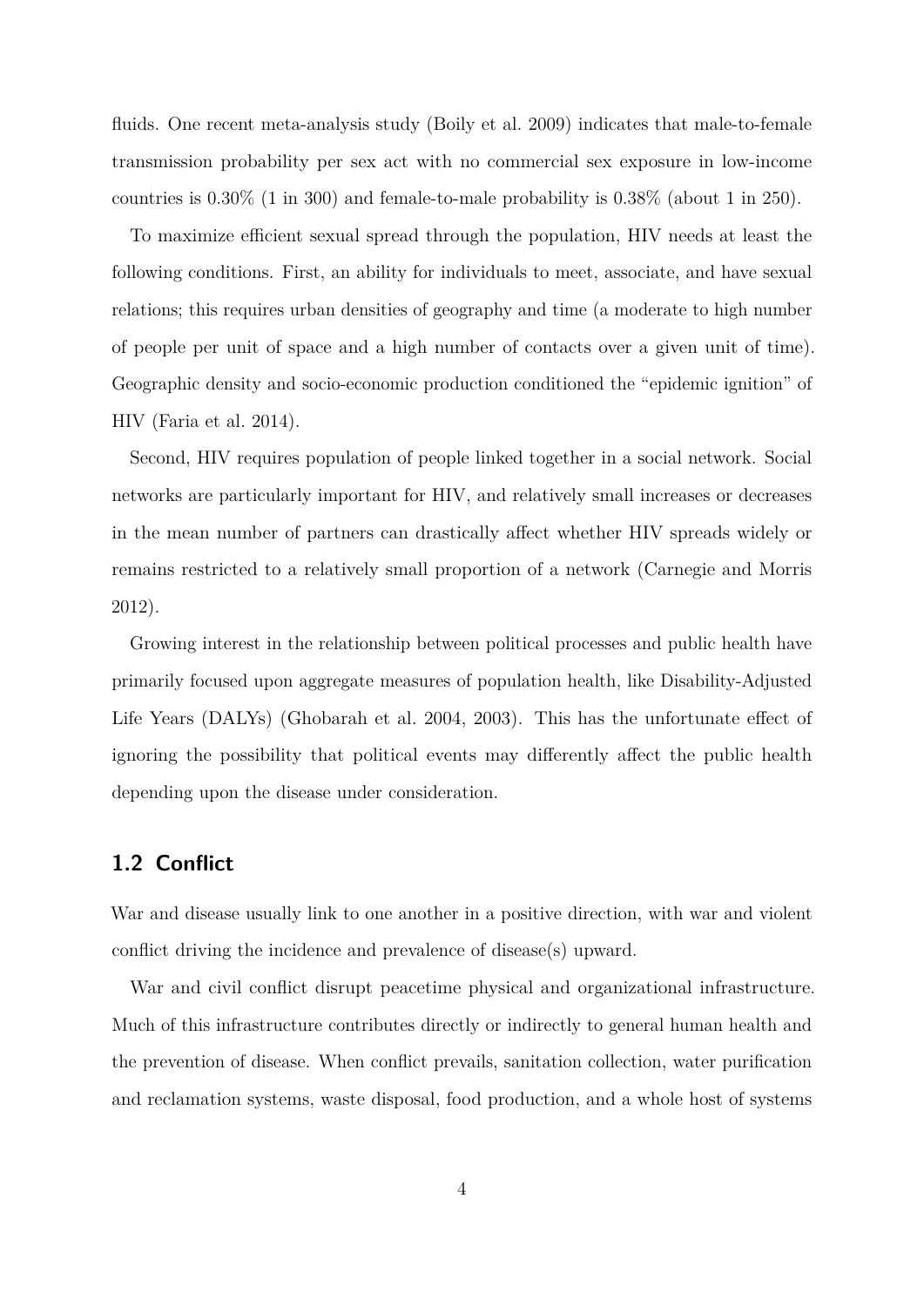fluids. One recent meta-analysis study (Boily et al. 2009) indicates that male-to-female transmission probability per sex act with no commercial sex exposure in low-income countries is 0.30% (1 in 300) and female-to-male probability is 0.38% (about 1 in 250).

To maximize efficient sexual spread through the population, HIV needs at least the following conditions. First, an ability for individuals to meet, associate, and have sexual relations; this requires urban densities of geography and time (a moderate to high number of people per unit of space and a high number of contacts over a given unit of time). Geographic density and socio-economic production conditioned the "epidemic ignition" of HIV (Faria et al. 2014).

Second, HIV requires population of people linked together in a social network. Social networks are particularly important for HIV, and relatively small increases or decreases in the mean number of partners can drastically affect whether HIV spreads widely or remains restricted to a relatively small proportion of a network (Carnegie and Morris 2012).

Growing interest in the relationship between political processes and public health have primarily focused upon aggregate measures of population health, like Disability-Adjusted Life Years (DALYs) (Ghobarah et al. 2004, 2003). This has the unfortunate effect of ignoring the possibility that political events may differently affect the public health depending upon the disease under consideration.

## 1.2 Conflict

War and disease usually link to one another in a positive direction, with war and violent conflict driving the incidence and prevalence of disease(s) upward.

War and civil conflict disrupt peacetime physical and organizational infrastructure. Much of this infrastructure contributes directly or indirectly to general human health and the prevention of disease. When conflict prevails, sanitation collection, water purification and reclamation systems, waste disposal, food production, and a whole host of systems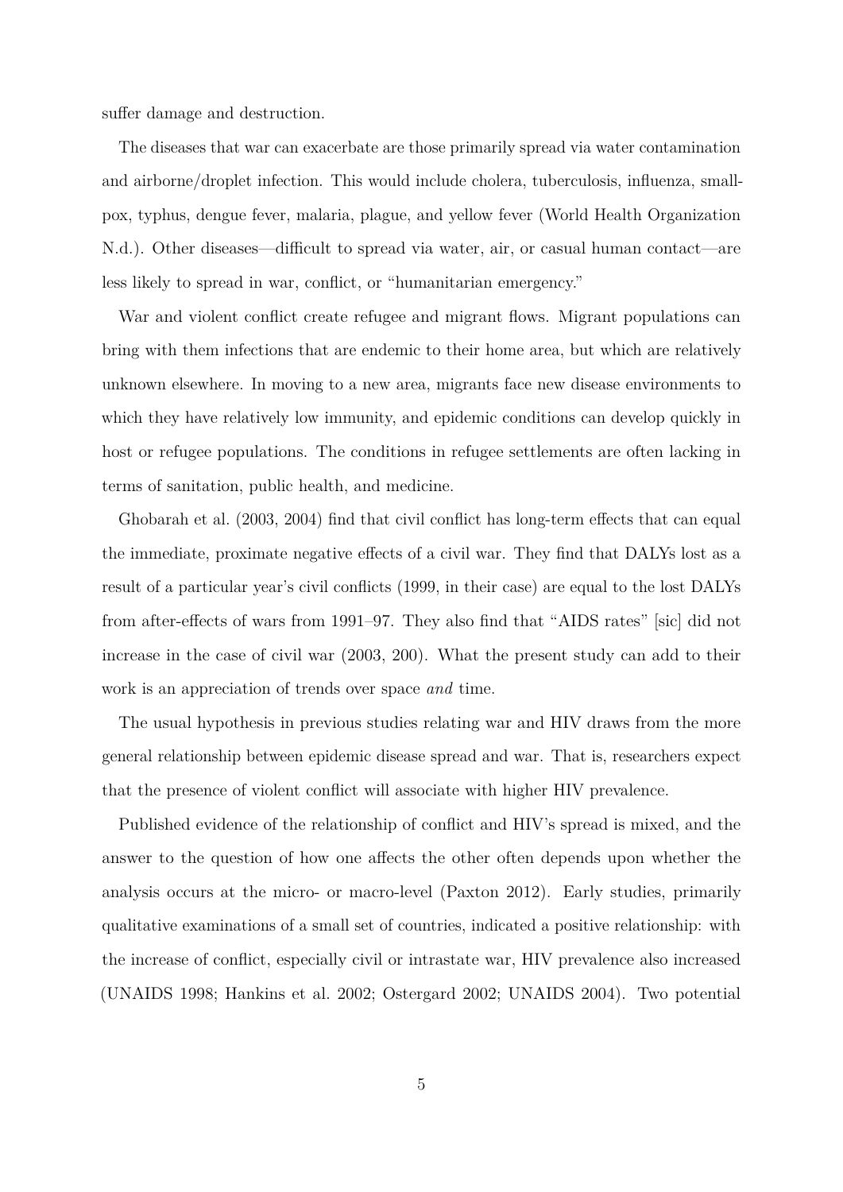suffer damage and destruction.

The diseases that war can exacerbate are those primarily spread via water contamination and airborne/droplet infection. This would include cholera, tuberculosis, influenza, smallpox, typhus, dengue fever, malaria, plague, and yellow fever (World Health Organization N.d.). Other diseases—difficult to spread via water, air, or casual human contact—are less likely to spread in war, conflict, or "humanitarian emergency."

War and violent conflict create refugee and migrant flows. Migrant populations can bring with them infections that are endemic to their home area, but which are relatively unknown elsewhere. In moving to a new area, migrants face new disease environments to which they have relatively low immunity, and epidemic conditions can develop quickly in host or refugee populations. The conditions in refugee settlements are often lacking in terms of sanitation, public health, and medicine.

Ghobarah et al. (2003, 2004) find that civil conflict has long-term effects that can equal the immediate, proximate negative effects of a civil war. They find that DALYs lost as a result of a particular year's civil conflicts (1999, in their case) are equal to the lost DALYs from after-effects of wars from 1991–97. They also find that "AIDS rates" [sic] did not increase in the case of civil war (2003, 200). What the present study can add to their work is an appreciation of trends over space *and* time.

The usual hypothesis in previous studies relating war and HIV draws from the more general relationship between epidemic disease spread and war. That is, researchers expect that the presence of violent conflict will associate with higher HIV prevalence.

Published evidence of the relationship of conflict and HIV's spread is mixed, and the answer to the question of how one affects the other often depends upon whether the analysis occurs at the micro- or macro-level (Paxton 2012). Early studies, primarily qualitative examinations of a small set of countries, indicated a positive relationship: with the increase of conflict, especially civil or intrastate war, HIV prevalence also increased (UNAIDS 1998; Hankins et al. 2002; Ostergard 2002; UNAIDS 2004). Two potential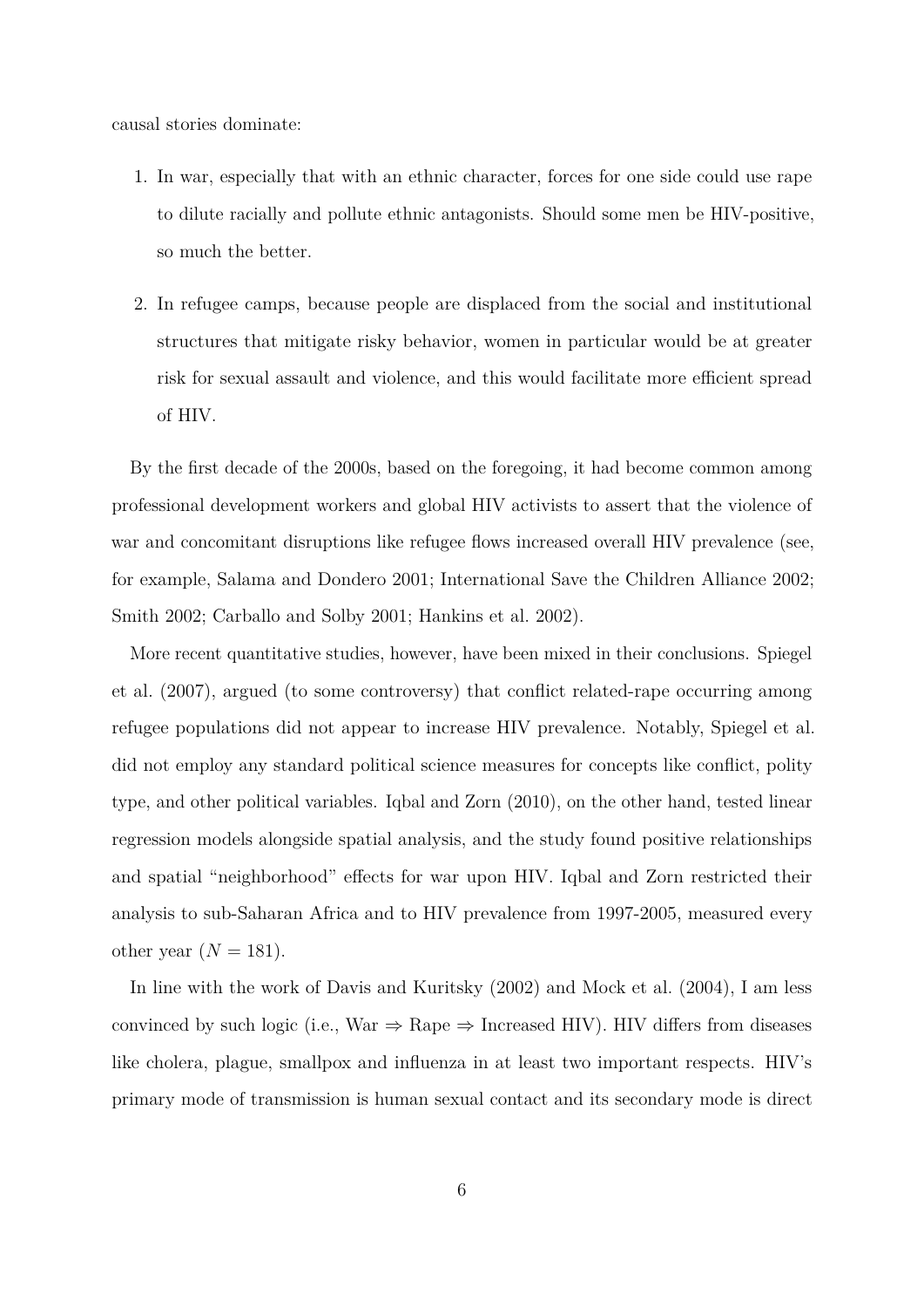causal stories dominate:

1. In war, especially that with an ethnic character, forces for one side could use rape to dilute racially and pollute ethnic antagonists. Should some men be HIV-positive, so much the better.

2. In refugee camps, because people are displaced from the social and institutional structures that mitigate risky behavior, women in particular would be at greater risk for sexual assault and violence, and this would facilitate more efficient spread of HIV.

By the first decade of the 2000s, based on the foregoing, it had become common among professional development workers and global HIV activists to assert that the violence of war and concomitant disruptions like refugee flows increased overall HIV prevalence (see, for example, Salama and Dondero 2001; International Save the Children Alliance 2002; Smith 2002; Carballo and Solby 2001; Hankins et al. 2002).

More recent quantitative studies, however, have been mixed in their conclusions. Spiegel et al. (2007), argued (to some controversy) that conflict related-rape occurring among refugee populations did not appear to increase HIV prevalence. Notably, Spiegel et al. did not employ any standard political science measures for concepts like conflict, polity type, and other political variables. Iqbal and Zorn (2010), on the other hand, tested linear regression models alongside spatial analysis, and the study found positive relationships and spatial "neighborhood" effects for war upon HIV. Iqbal and Zorn restricted their analysis to sub-Saharan Africa and to HIV prevalence from 1997-2005, measured every other year ($N = 181$).

In line with the work of Davis and Kuritsky (2002) and Mock et al. (2004), I am less convinced by such logic (i.e., War $\Rightarrow$ Rape $\Rightarrow$ Increased HIV). HIV differs from diseases like cholera, plague, smallpox and influenza in at least two important respects. HIV's primary mode of transmission is human sexual contact and its secondary mode is direct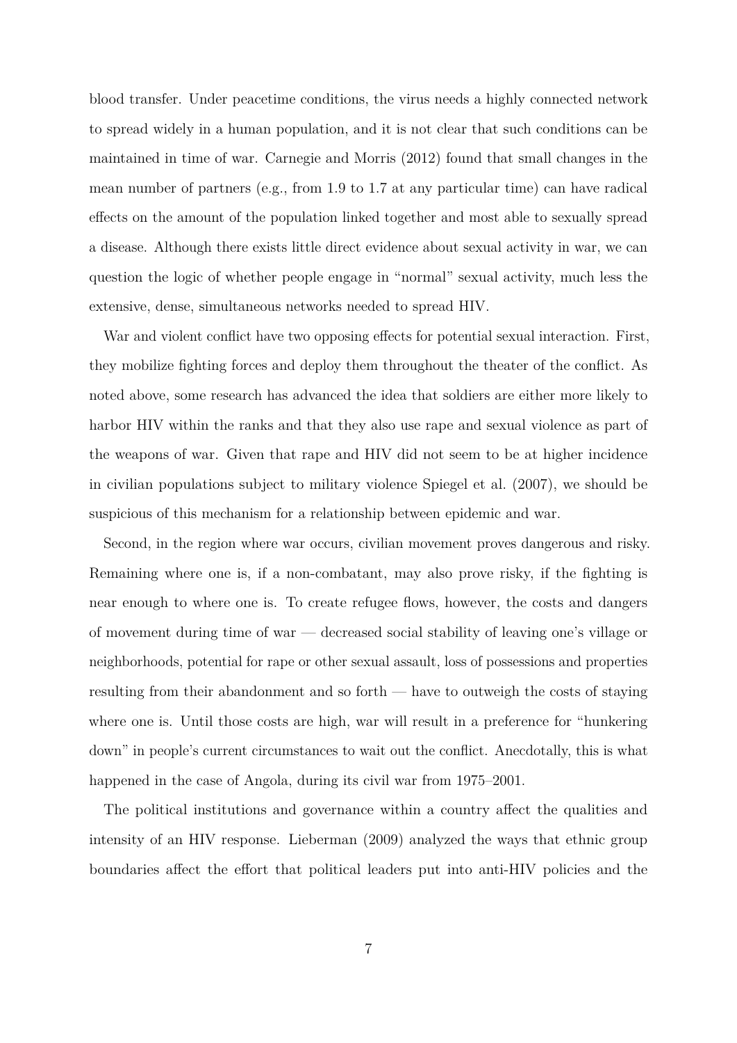blood transfer. Under peacetime conditions, the virus needs a highly connected network to spread widely in a human population, and it is not clear that such conditions can be maintained in time of war. Carnegie and Morris (2012) found that small changes in the mean number of partners (e.g., from 1.9 to 1.7 at any particular time) can have radical effects on the amount of the population linked together and most able to sexually spread a disease. Although there exists little direct evidence about sexual activity in war, we can question the logic of whether people engage in "normal" sexual activity, much less the extensive, dense, simultaneous networks needed to spread HIV.

War and violent conflict have two opposing effects for potential sexual interaction. First, they mobilize fighting forces and deploy them throughout the theater of the conflict. As noted above, some research has advanced the idea that soldiers are either more likely to harbor HIV within the ranks and that they also use rape and sexual violence as part of the weapons of war. Given that rape and HIV did not seem to be at higher incidence in civilian populations subject to military violence Spiegel et al. (2007), we should be suspicious of this mechanism for a relationship between epidemic and war.

Second, in the region where war occurs, civilian movement proves dangerous and risky. Remaining where one is, if a non-combatant, may also prove risky, if the fighting is near enough to where one is. To create refugee flows, however, the costs and dangers of movement during time of war — decreased social stability of leaving one's village or neighborhoods, potential for rape or other sexual assault, loss of possessions and properties resulting from their abandonment and so forth — have to outweigh the costs of staying where one is. Until those costs are high, war will result in a preference for "hunkering down" in people's current circumstances to wait out the conflict. Anecdotally, this is what happened in the case of Angola, during its civil war from 1975–2001.

The political institutions and governance within a country affect the qualities and intensity of an HIV response. Lieberman (2009) analyzed the ways that ethnic group boundaries affect the effort that political leaders put into anti-HIV policies and the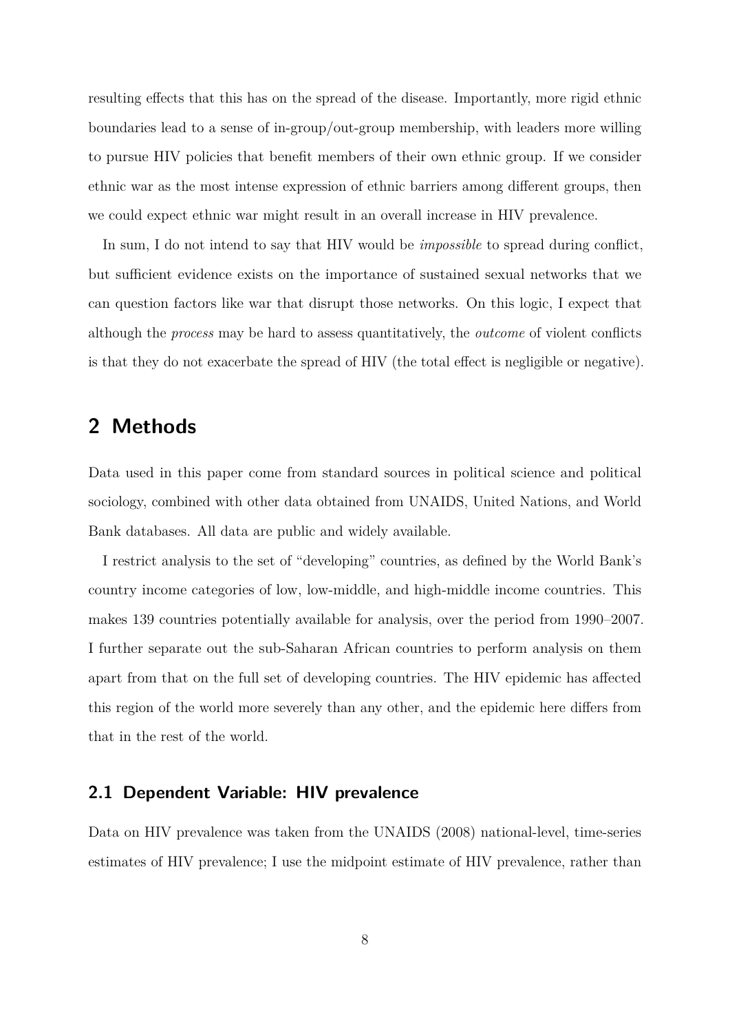resulting effects that this has on the spread of the disease. Importantly, more rigid ethnic boundaries lead to a sense of in-group/out-group membership, with leaders more willing to pursue HIV policies that benefit members of their own ethnic group. If we consider ethnic war as the most intense expression of ethnic barriers among different groups, then we could expect ethnic war might result in an overall increase in HIV prevalence.

In sum, I do not intend to say that HIV would be *impossible* to spread during conflict, but sufficient evidence exists on the importance of sustained sexual networks that we can question factors like war that disrupt those networks. On this logic, I expect that although the *process* may be hard to assess quantitatively, the *outcome* of violent conflicts is that they do not exacerbate the spread of HIV (the total effect is negligible or negative).

# 2 Methods

Data used in this paper come from standard sources in political science and political sociology, combined with other data obtained from UNAIDS, United Nations, and World Bank databases. All data are public and widely available.

I restrict analysis to the set of "developing" countries, as defined by the World Bank's country income categories of low, low-middle, and high-middle income countries. This makes 139 countries potentially available for analysis, over the period from 1990–2007. I further separate out the sub-Saharan African countries to perform analysis on them apart from that on the full set of developing countries. The HIV epidemic has affected this region of the world more severely than any other, and the epidemic here differs from that in the rest of the world.

## 2.1 Dependent Variable: HIV prevalence

Data on HIV prevalence was taken from the UNAIDS (2008) national-level, time-series estimates of HIV prevalence; I use the midpoint estimate of HIV prevalence, rather than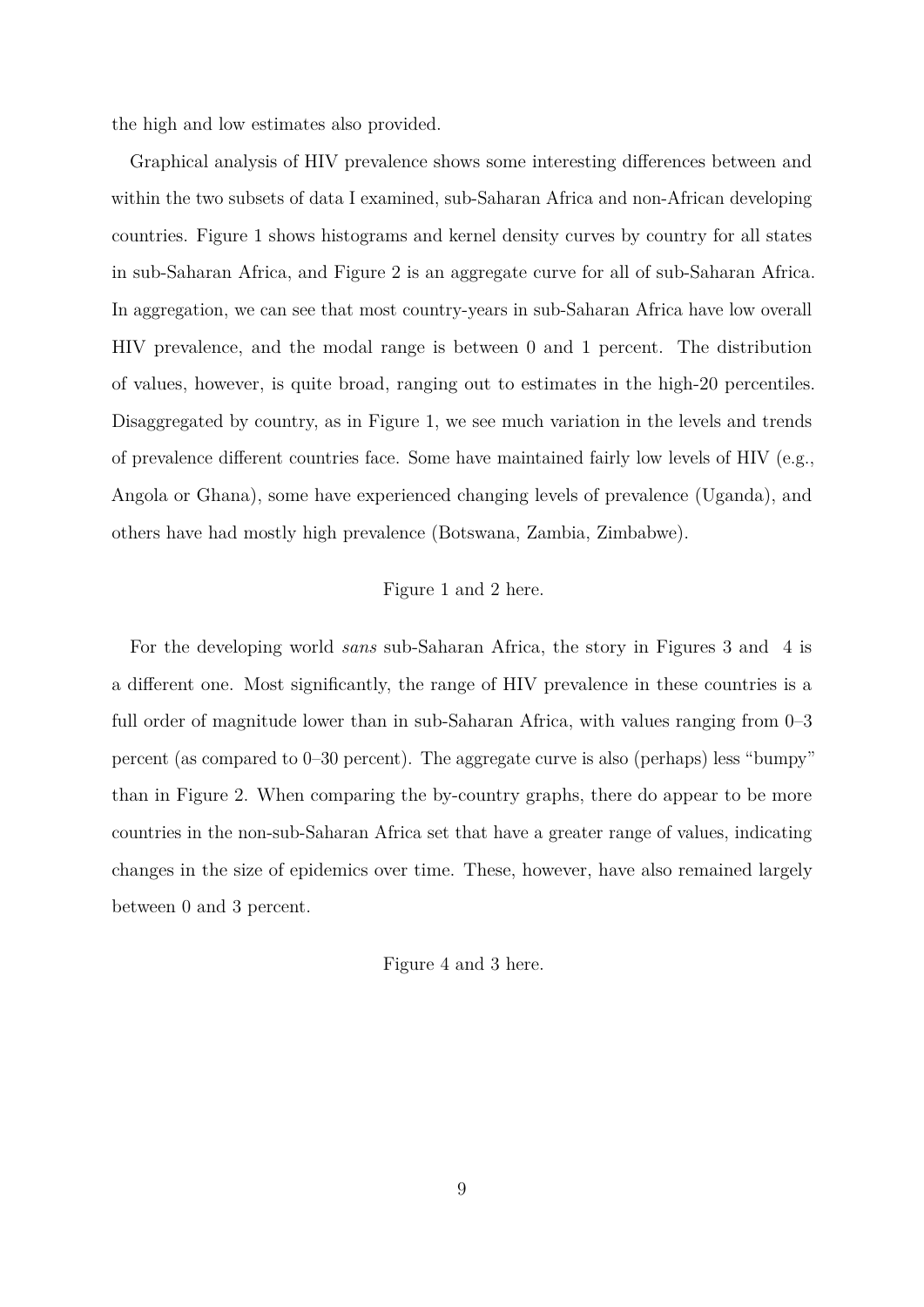the high and low estimates also provided.

Graphical analysis of HIV prevalence shows some interesting differences between and within the two subsets of data I examined, sub-Saharan Africa and non-African developing countries. Figure 1 shows histograms and kernel density curves by country for all states in sub-Saharan Africa, and Figure 2 is an aggregate curve for all of sub-Saharan Africa. In aggregation, we can see that most country-years in sub-Saharan Africa have low overall HIV prevalence, and the modal range is between 0 and 1 percent. The distribution of values, however, is quite broad, ranging out to estimates in the high-20 percentiles. Disaggregated by country, as in Figure 1, we see much variation in the levels and trends of prevalence different countries face. Some have maintained fairly low levels of HIV (e.g., Angola or Ghana), some have experienced changing levels of prevalence (Uganda), and others have had mostly high prevalence (Botswana, Zambia, Zimbabwe).

Figure 1 and 2 here.

For the developing world *sans* sub-Saharan Africa, the story in Figures 3 and 4 is a different one. Most significantly, the range of HIV prevalence in these countries is a full order of magnitude lower than in sub-Saharan Africa, with values ranging from 0–3 percent (as compared to 0–30 percent). The aggregate curve is also (perhaps) less "bumpy" than in Figure 2. When comparing the by-country graphs, there do appear to be more countries in the non-sub-Saharan Africa set that have a greater range of values, indicating changes in the size of epidemics over time. These, however, have also remained largely between 0 and 3 percent.

Figure 4 and 3 here.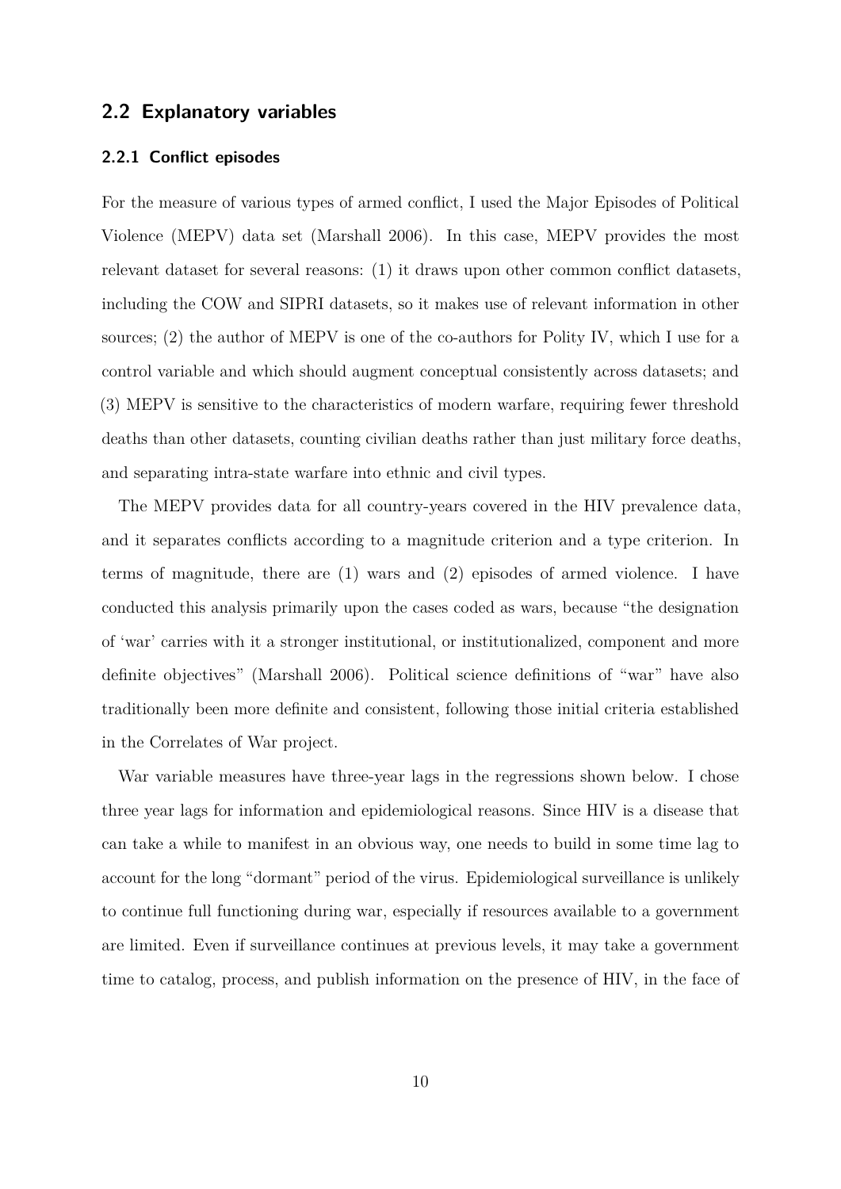## 2.2 Explanatory variables

### 2.2.1 Conflict episodes

For the measure of various types of armed conflict, I used the Major Episodes of Political Violence (MEPV) data set (Marshall 2006). In this case, MEPV provides the most relevant dataset for several reasons: (1) it draws upon other common conflict datasets, including the COW and SIPRI datasets, so it makes use of relevant information in other sources; (2) the author of MEPV is one of the co-authors for Polity IV, which I use for a control variable and which should augment conceptual consistently across datasets; and (3) MEPV is sensitive to the characteristics of modern warfare, requiring fewer threshold deaths than other datasets, counting civilian deaths rather than just military force deaths, and separating intra-state warfare into ethnic and civil types.

The MEPV provides data for all country-years covered in the HIV prevalence data, and it separates conflicts according to a magnitude criterion and a type criterion. In terms of magnitude, there are (1) wars and (2) episodes of armed violence. I have conducted this analysis primarily upon the cases coded as wars, because "the designation of 'war' carries with it a stronger institutional, or institutionalized, component and more definite objectives" (Marshall 2006). Political science definitions of "war" have also traditionally been more definite and consistent, following those initial criteria established in the Correlates of War project.

War variable measures have three-year lags in the regressions shown below. I chose three year lags for information and epidemiological reasons. Since HIV is a disease that can take a while to manifest in an obvious way, one needs to build in some time lag to account for the long "dormant" period of the virus. Epidemiological surveillance is unlikely to continue full functioning during war, especially if resources available to a government are limited. Even if surveillance continues at previous levels, it may take a government time to catalog, process, and publish information on the presence of HIV, in the face of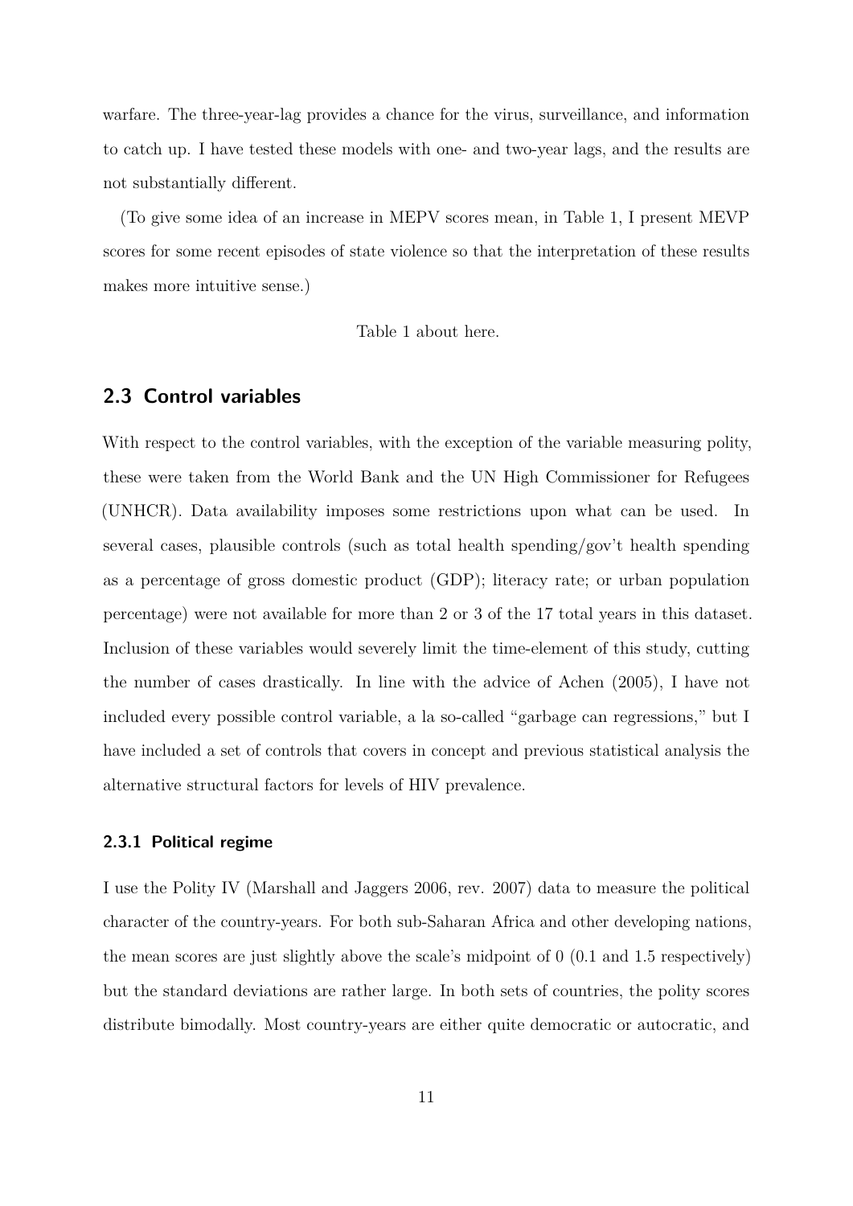warfare. The three-year-lag provides a chance for the virus, surveillance, and information to catch up. I have tested these models with one- and two-year lags, and the results are not substantially different.

(To give some idea of an increase in MEPV scores mean, in Table 1, I present MEVP scores for some recent episodes of state violence so that the interpretation of these results makes more intuitive sense.)

Table 1 about here.

## 2.3 Control variables

With respect to the control variables, with the exception of the variable measuring polity, these were taken from the World Bank and the UN High Commissioner for Refugees (UNHCR). Data availability imposes some restrictions upon what can be used. In several cases, plausible controls (such as total health spending/gov't health spending as a percentage of gross domestic product (GDP); literacy rate; or urban population percentage) were not available for more than 2 or 3 of the 17 total years in this dataset. Inclusion of these variables would severely limit the time-element of this study, cutting the number of cases drastically. In line with the advice of Achen (2005), I have not included every possible control variable, a la so-called "garbage can regressions," but I have included a set of controls that covers in concept and previous statistical analysis the alternative structural factors for levels of HIV prevalence.

### 2.3.1 Political regime

I use the Polity IV (Marshall and Jaggers 2006, rev. 2007) data to measure the political character of the country-years. For both sub-Saharan Africa and other developing nations, the mean scores are just slightly above the scale's midpoint of 0 (0.1 and 1.5 respectively) but the standard deviations are rather large. In both sets of countries, the polity scores distribute bimodally. Most country-years are either quite democratic or autocratic, and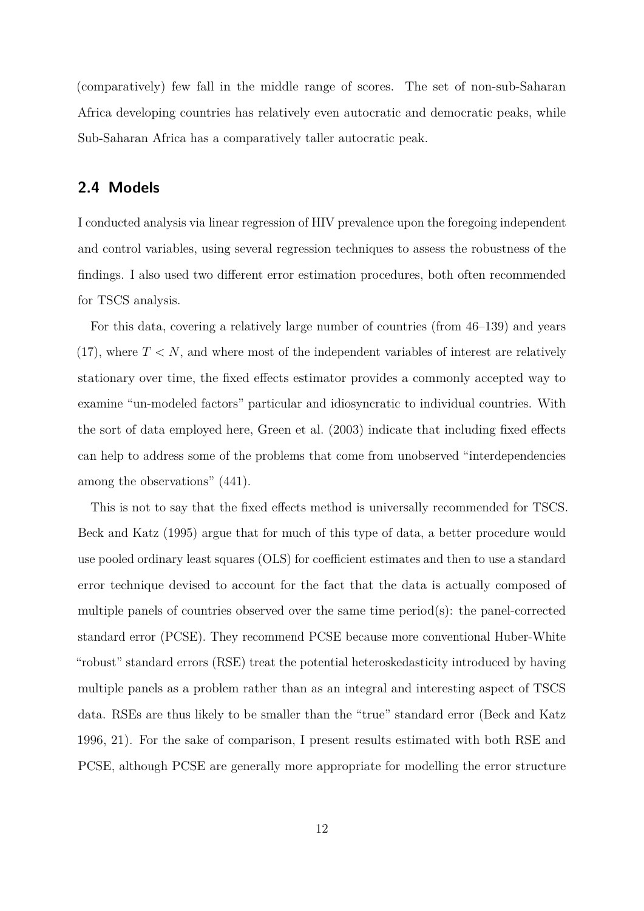(comparatively) few fall in the middle range of scores. The set of non-sub-Saharan Africa developing countries has relatively even autocratic and democratic peaks, while Sub-Saharan Africa has a comparatively taller autocratic peak.

## 2.4 Models

I conducted analysis via linear regression of HIV prevalence upon the foregoing independent and control variables, using several regression techniques to assess the robustness of the findings. I also used two different error estimation procedures, both often recommended for TSCS analysis.

For this data, covering a relatively large number of countries (from 46–139) and years (17), where $T < N$, and where most of the independent variables of interest are relatively stationary over time, the fixed effects estimator provides a commonly accepted way to examine "un-modeled factors" particular and idiosyncratic to individual countries. With the sort of data employed here, Green et al. (2003) indicate that including fixed effects can help to address some of the problems that come from unobserved "interdependencies among the observations" (441).

This is not to say that the fixed effects method is universally recommended for TSCS. Beck and Katz (1995) argue that for much of this type of data, a better procedure would use pooled ordinary least squares (OLS) for coefficient estimates and then to use a standard error technique devised to account for the fact that the data is actually composed of multiple panels of countries observed over the same time period(s): the panel-corrected standard error (PCSE). They recommend PCSE because more conventional Huber-White "robust" standard errors (RSE) treat the potential heteroskedasticity introduced by having multiple panels as a problem rather than as an integral and interesting aspect of TSCS data. RSEs are thus likely to be smaller than the "true" standard error (Beck and Katz 1996, 21). For the sake of comparison, I present results estimated with both RSE and PCSE, although PCSE are generally more appropriate for modelling the error structure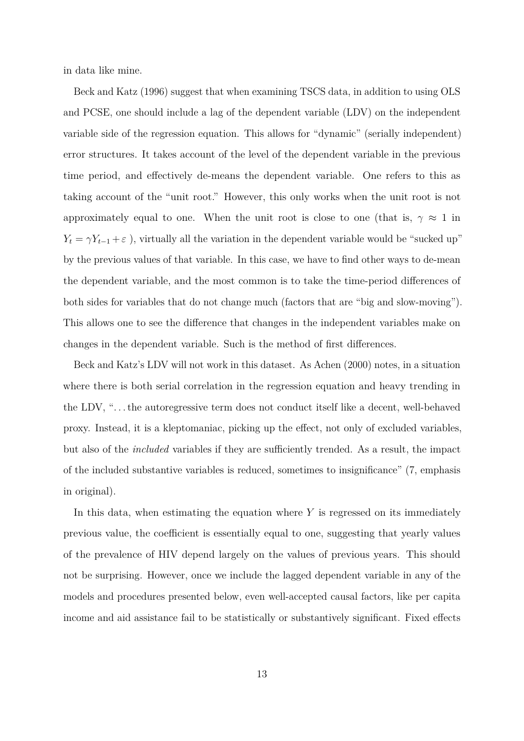in data like mine.

Beck and Katz (1996) suggest that when examining TSCS data, in addition to using OLS and PCSE, one should include a lag of the dependent variable (LDV) on the independent variable side of the regression equation. This allows for "dynamic" (serially independent) error structures. It takes account of the level of the dependent variable in the previous time period, and effectively de-means the dependent variable. One refers to this as taking account of the "unit root." However, this only works when the unit root is not approximately equal to one. When the unit root is close to one (that is, $\gamma \approx 1$ in $Y_t = \gamma Y_{t-1} + \varepsilon$ ), virtually all the variation in the dependent variable would be "sucked up" by the previous values of that variable. In this case, we have to find other ways to de-mean the dependent variable, and the most common is to take the time-period differences of both sides for variables that do not change much (factors that are "big and slow-moving"). This allows one to see the difference that changes in the independent variables make on changes in the dependent variable. Such is the method of first differences.

Beck and Katz's LDV will not work in this dataset. As Achen (2000) notes, in a situation where there is both serial correlation in the regression equation and heavy trending in the LDV, "...the autoregressive term does not conduct itself like a decent, well-behaved proxy. Instead, it is a kleptomaniac, picking up the effect, not only of excluded variables, but also of the *included* variables if they are sufficiently trended. As a result, the impact of the included substantive variables is reduced, sometimes to insignificance" (7, emphasis in original).

In this data, when estimating the equation where $Y$ is regressed on its immediately previous value, the coefficient is essentially equal to one, suggesting that yearly values of the prevalence of HIV depend largely on the values of previous years. This should not be surprising. However, once we include the lagged dependent variable in any of the models and procedures presented below, even well-accepted causal factors, like per capita income and aid assistance fail to be statistically or substantively significant. Fixed effects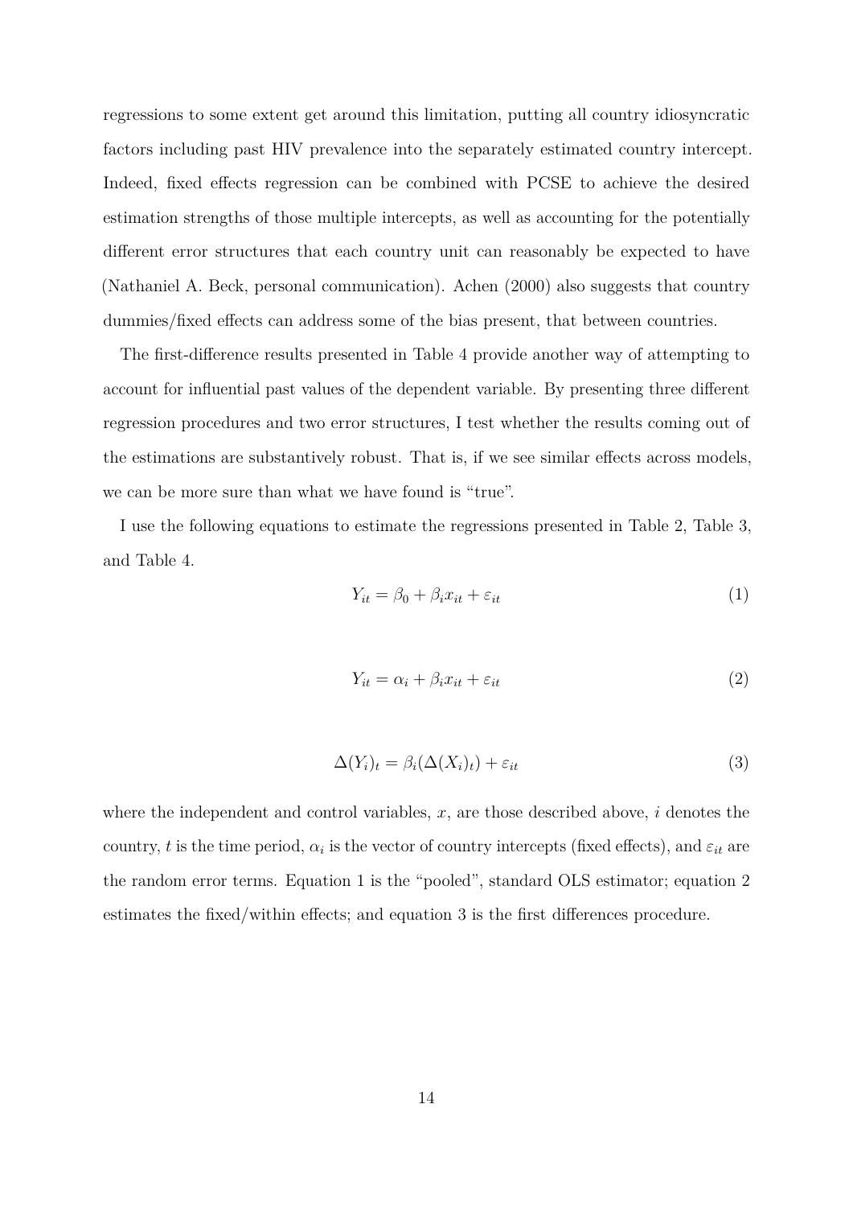regressions to some extent get around this limitation, putting all country idiosyncratic factors including past HIV prevalence into the separately estimated country intercept. Indeed, fixed effects regression can be combined with PCSE to achieve the desired estimation strengths of those multiple intercepts, as well as accounting for the potentially different error structures that each country unit can reasonably be expected to have (Nathaniel A. Beck, personal communication). Achen (2000) also suggests that country dummies/fixed effects can address some of the bias present, that between countries.

The first-difference results presented in Table 4 provide another way of attempting to account for influential past values of the dependent variable. By presenting three different regression procedures and two error structures, I test whether the results coming out of the estimations are substantively robust. That is, if we see similar effects across models, we can be more sure than what we have found is "true".

I use the following equations to estimate the regressions presented in Table 2, Table 3, and Table 4.

$$Y_{it} = \beta_0 + \beta_i x_{it} + \varepsilon_{it} \tag{1}$$

$$Y_{it} = \alpha_i + \beta_i x_{it} + \varepsilon_{it} \tag{2}$$

$$\Delta(Y_i)_t = \beta_i(\Delta(X_i)_t) + \varepsilon_{it} \tag{3}$$

where the independent and control variables, $x$, are those described above, $i$ denotes the country, $t$ is the time period, $\alpha_i$ is the vector of country intercepts (fixed effects), and $\varepsilon_{it}$ are the random error terms. Equation 1 is the "pooled", standard OLS estimator; equation 2 estimates the fixed/within effects; and equation 3 is the first differences procedure.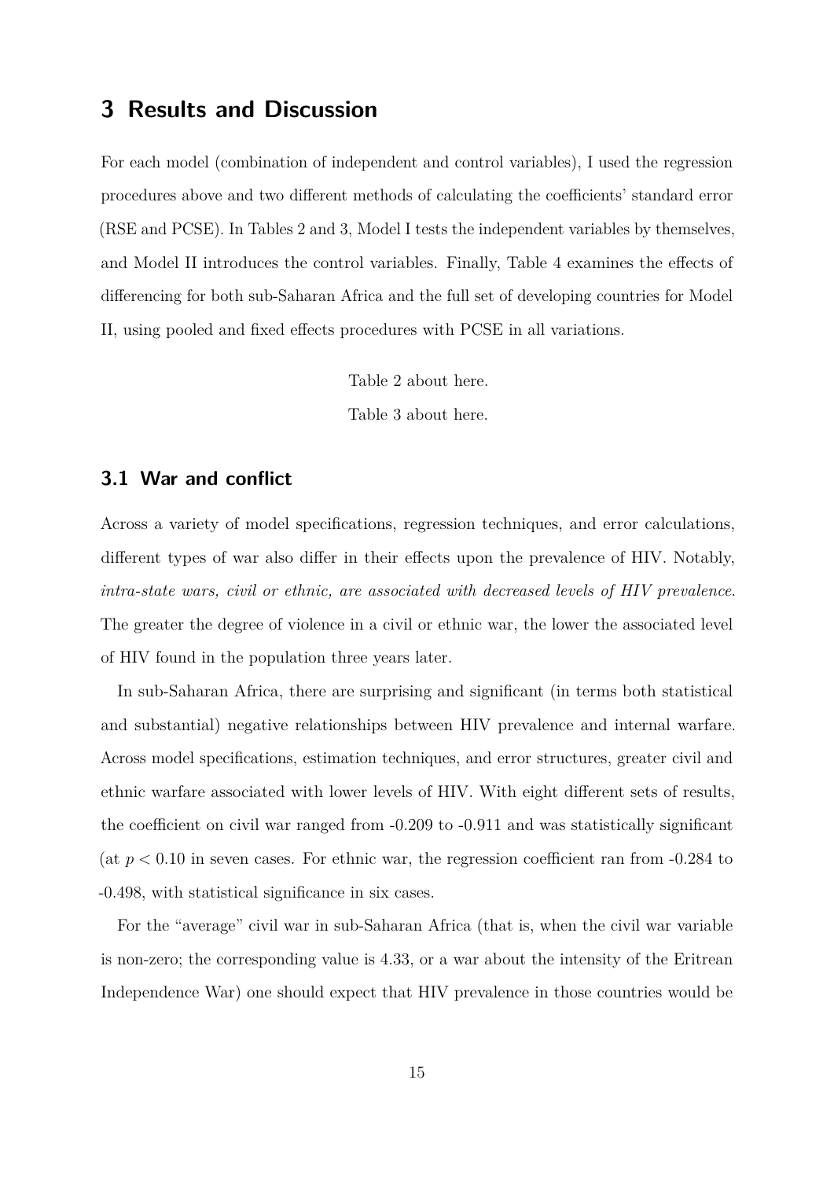# 3 Results and Discussion

For each model (combination of independent and control variables), I used the regression procedures above and two different methods of calculating the coefficients' standard error (RSE and PCSE). In Tables 2 and 3, Model I tests the independent variables by themselves, and Model II introduces the control variables. Finally, Table 4 examines the effects of differencing for both sub-Saharan Africa and the full set of developing countries for Model II, using pooled and fixed effects procedures with PCSE in all variations.

Table 2 about here.

Table 3 about here.

## 3.1 War and conflict

Across a variety of model specifications, regression techniques, and error calculations, different types of war also differ in their effects upon the prevalence of HIV. Notably, *intra-state wars, civil or ethnic, are associated with decreased levels of HIV prevalence*. The greater the degree of violence in a civil or ethnic war, the lower the associated level of HIV found in the population three years later.

In sub-Saharan Africa, there are surprising and significant (in terms both statistical and substantial) negative relationships between HIV prevalence and internal warfare. Across model specifications, estimation techniques, and error structures, greater civil and ethnic warfare associated with lower levels of HIV. With eight different sets of results, the coefficient on civil war ranged from -0.209 to -0.911 and was statistically significant (at $p < 0.10$ in seven cases. For ethnic war, the regression coefficient ran from -0.284 to -0.498, with statistical significance in six cases.

For the "average" civil war in sub-Saharan Africa (that is, when the civil war variable is non-zero; the corresponding value is 4.33, or a war about the intensity of the Eritrean Independence War) one should expect that HIV prevalence in those countries would be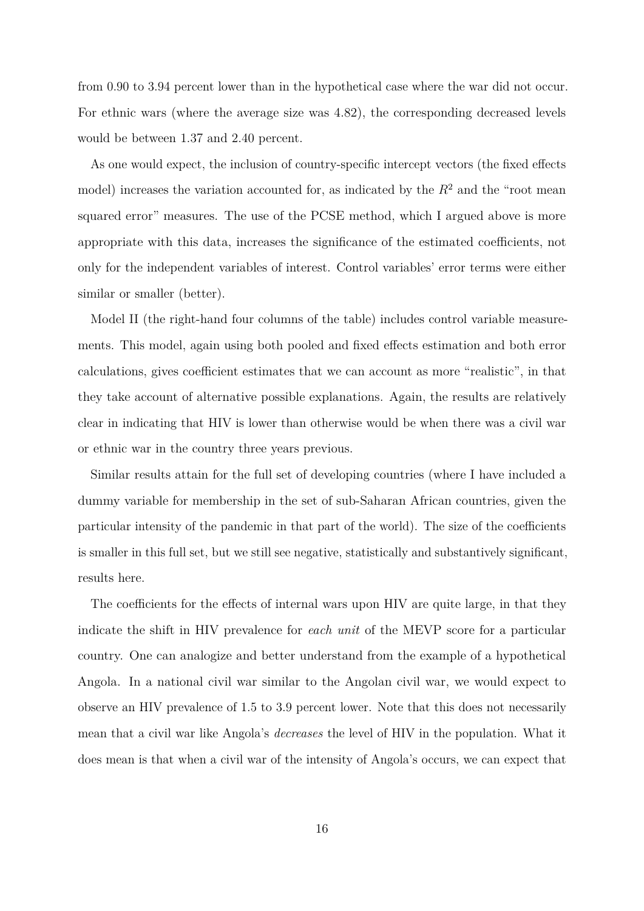from 0.90 to 3.94 percent lower than in the hypothetical case where the war did not occur. For ethnic wars (where the average size was 4.82), the corresponding decreased levels would be between 1.37 and 2.40 percent.

As one would expect, the inclusion of country-specific intercept vectors (the fixed effects model) increases the variation accounted for, as indicated by the $R^2$ and the "root mean squared error" measures. The use of the PCSE method, which I argued above is more appropriate with this data, increases the significance of the estimated coefficients, not only for the independent variables of interest. Control variables' error terms were either similar or smaller (better).

Model II (the right-hand four columns of the table) includes control variable measurements. This model, again using both pooled and fixed effects estimation and both error calculations, gives coefficient estimates that we can account as more "realistic", in that they take account of alternative possible explanations. Again, the results are relatively clear in indicating that HIV is lower than otherwise would be when there was a civil war or ethnic war in the country three years previous.

Similar results attain for the full set of developing countries (where I have included a dummy variable for membership in the set of sub-Saharan African countries, given the particular intensity of the pandemic in that part of the world). The size of the coefficients is smaller in this full set, but we still see negative, statistically and substantively significant, results here.

The coefficients for the effects of internal wars upon HIV are quite large, in that they indicate the shift in HIV prevalence for *each unit* of the MEVP score for a particular country. One can analogize and better understand from the example of a hypothetical Angola. In a national civil war similar to the Angolan civil war, we would expect to observe an HIV prevalence of 1.5 to 3.9 percent lower. Note that this does not necessarily mean that a civil war like Angola's *decreases* the level of HIV in the population. What it does mean is that when a civil war of the intensity of Angola's occurs, we can expect that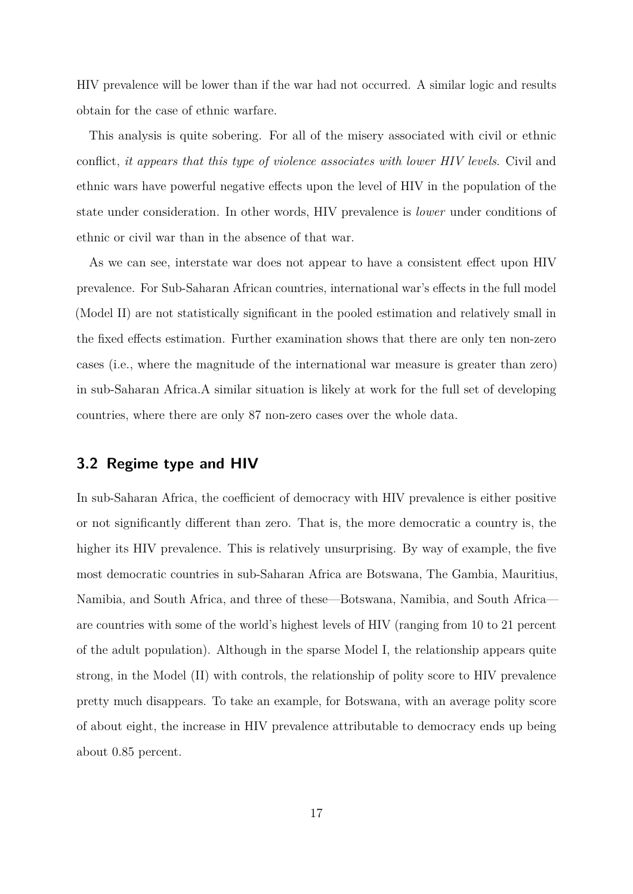HIV prevalence will be lower than if the war had not occurred. A similar logic and results obtain for the case of ethnic warfare.

This analysis is quite sobering. For all of the misery associated with civil or ethnic conflict, *it appears that this type of violence associates with lower HIV levels*. Civil and ethnic wars have powerful negative effects upon the level of HIV in the population of the state under consideration. In other words, HIV prevalence is *lower* under conditions of ethnic or civil war than in the absence of that war.

As we can see, interstate war does not appear to have a consistent effect upon HIV prevalence. For Sub-Saharan African countries, international war's effects in the full model (Model II) are not statistically significant in the pooled estimation and relatively small in the fixed effects estimation. Further examination shows that there are only ten non-zero cases (i.e., where the magnitude of the international war measure is greater than zero) in sub-Saharan Africa.A similar situation is likely at work for the full set of developing countries, where there are only 87 non-zero cases over the whole data.

## 3.2 Regime type and HIV

In sub-Saharan Africa, the coefficient of democracy with HIV prevalence is either positive or not significantly different than zero. That is, the more democratic a country is, the higher its HIV prevalence. This is relatively unsurprising. By way of example, the five most democratic countries in sub-Saharan Africa are Botswana, The Gambia, Mauritius, Namibia, and South Africa, and three of these—Botswana, Namibia, and South Africa—are countries with some of the world's highest levels of HIV (ranging from 10 to 21 percent of the adult population). Although in the sparse Model I, the relationship appears quite strong, in the Model (II) with controls, the relationship of polity score to HIV prevalence pretty much disappears. To take an example, for Botswana, with an average polity score of about eight, the increase in HIV prevalence attributable to democracy ends up being about 0.85 percent.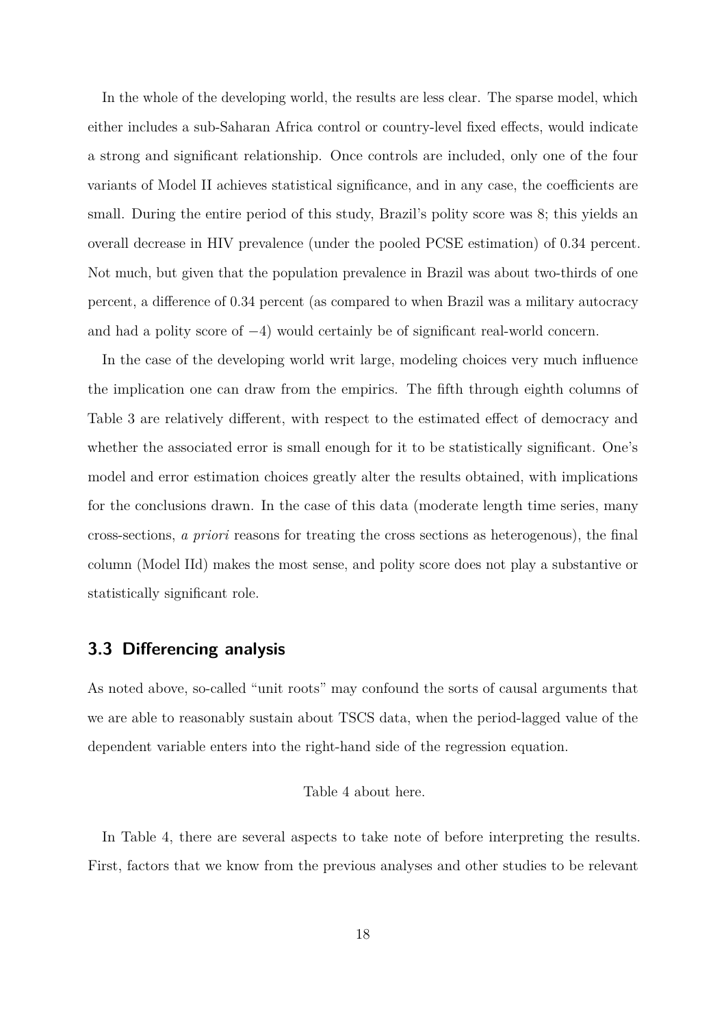In the whole of the developing world, the results are less clear. The sparse model, which either includes a sub-Saharan Africa control or country-level fixed effects, would indicate a strong and significant relationship. Once controls are included, only one of the four variants of Model II achieves statistical significance, and in any case, the coefficients are small. During the entire period of this study, Brazil's polity score was 8; this yields an overall decrease in HIV prevalence (under the pooled PCSE estimation) of 0.34 percent. Not much, but given that the population prevalence in Brazil was about two-thirds of one percent, a difference of 0.34 percent (as compared to when Brazil was a military autocracy and had a polity score of $-4$) would certainly be of significant real-world concern.

In the case of the developing world writ large, modeling choices very much influence the implication one can draw from the empirics. The fifth through eighth columns of Table 3 are relatively different, with respect to the estimated effect of democracy and whether the associated error is small enough for it to be statistically significant. One's model and error estimation choices greatly alter the results obtained, with implications for the conclusions drawn. In the case of this data (moderate length time series, many cross-sections, *a priori* reasons for treating the cross sections as heterogenous), the final column (Model IId) makes the most sense, and polity score does not play a substantive or statistically significant role.

## 3.3 Differencing analysis

As noted above, so-called "unit roots" may confound the sorts of causal arguments that we are able to reasonably sustain about TSCS data, when the period-lagged value of the dependent variable enters into the right-hand side of the regression equation.

Table 4 about here.

In Table 4, there are several aspects to take note of before interpreting the results. First, factors that we know from the previous analyses and other studies to be relevant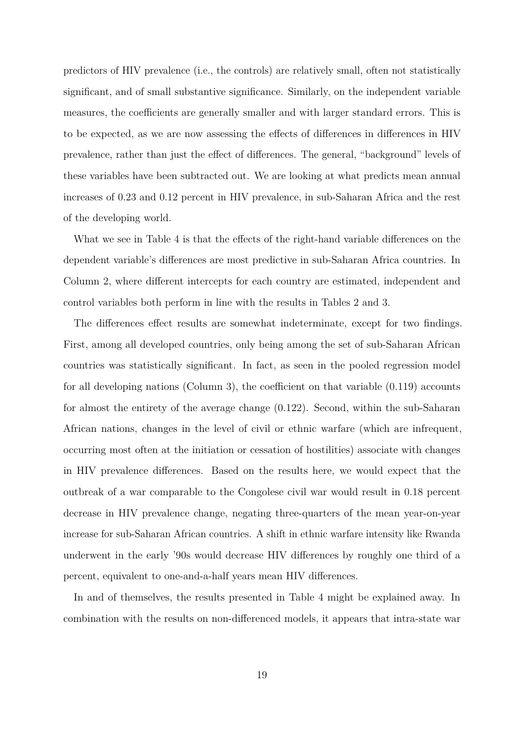predictors of HIV prevalence (i.e., the controls) are relatively small, often not statistically significant, and of small substantive significance. Similarly, on the independent variable measures, the coefficients are generally smaller and with larger standard errors. This is to be expected, as we are now assessing the effects of differences in differences in HIV prevalence, rather than just the effect of differences. The general, "background" levels of these variables have been subtracted out. We are looking at what predicts mean annual increases of 0.23 and 0.12 percent in HIV prevalence, in sub-Saharan Africa and the rest of the developing world.

What we see in Table 4 is that the effects of the right-hand variable differences on the dependent variable's differences are most predictive in sub-Saharan Africa countries. In Column 2, where different intercepts for each country are estimated, independent and control variables both perform in line with the results in Tables 2 and 3.

The differences effect results are somewhat indeterminate, except for two findings. First, among all developed countries, only being among the set of sub-Saharan African countries was statistically significant. In fact, as seen in the pooled regression model for all developing nations (Column 3), the coefficient on that variable (0.119) accounts for almost the entirety of the average change (0.122). Second, within the sub-Saharan African nations, changes in the level of civil or ethnic warfare (which are infrequent, occurring most often at the initiation or cessation of hostilities) associate with changes in HIV prevalence differences. Based on the results here, we would expect that the outbreak of a war comparable to the Congolese civil war would result in 0.18 percent decrease in HIV prevalence change, negating three-quarters of the mean year-on-year increase for sub-Saharan African countries. A shift in ethnic warfare intensity like Rwanda underwent in the early '90s would decrease HIV differences by roughly one third of a percent, equivalent to one-and-a-half years mean HIV differences.

In and of themselves, the results presented in Table 4 might be explained away. In combination with the results on non-differenced models, it appears that intra-state war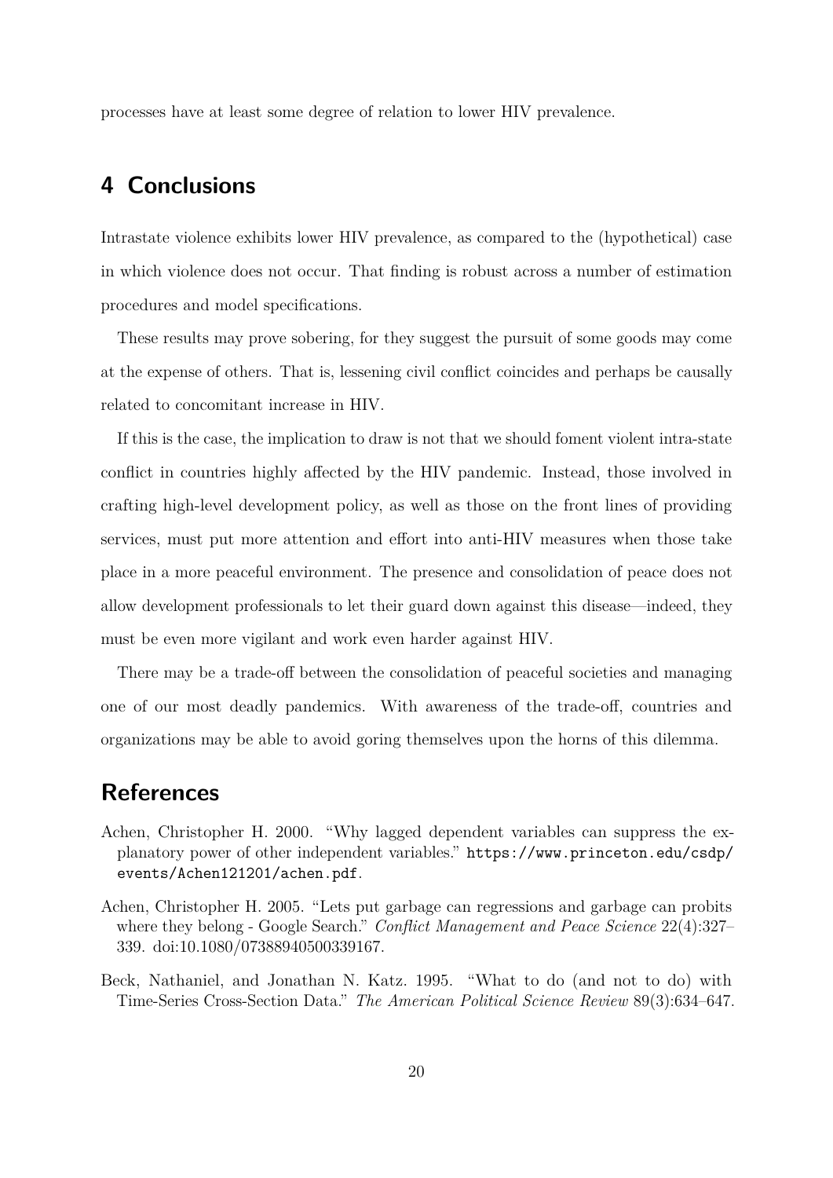processes have at least some degree of relation to lower HIV prevalence.

## 4 Conclusions

Intrastate violence exhibits lower HIV prevalence, as compared to the (hypothetical) case in which violence does not occur. That finding is robust across a number of estimation procedures and model specifications.

These results may prove sobering, for they suggest the pursuit of some goods may come at the expense of others. That is, lessening civil conflict coincides and perhaps be causally related to concomitant increase in HIV.

If this is the case, the implication to draw is not that we should foment violent intra-state conflict in countries highly affected by the HIV pandemic. Instead, those involved in crafting high-level development policy, as well as those on the front lines of providing services, must put more attention and effort into anti-HIV measures when those take place in a more peaceful environment. The presence and consolidation of peace does not allow development professionals to let their guard down against this disease—indeed, they must be even more vigilant and work even harder against HIV.

There may be a trade-off between the consolidation of peaceful societies and managing one of our most deadly pandemics. With awareness of the trade-off, countries and organizations may be able to avoid goring themselves upon the horns of this dilemma.

## References

Achen, Christopher H. 2000. "Why lagged dependent variables can suppress the explanatory power of other independent variables." `https://www.princeton.edu/csdp/events/Achen121201/achen.pdf`.

Achen, Christopher H. 2005. "Lets put garbage can regressions and garbage can probits where they belong - Google Search." *Conflict Management and Peace Science* 22(4):327–339. doi:10.1080/07388940500339167.

Beck, Nathaniel, and Jonathan N. Katz. 1995. "What to do (and not to do) with Time-Series Cross-Section Data." *The American Political Science Review* 89(3):634–647.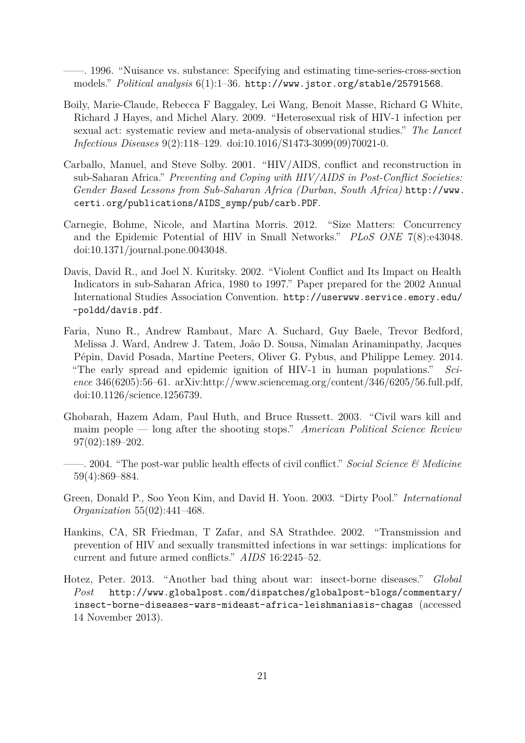——. 1996. "Nuisance vs. substance: Specifying and estimating time-series-cross-section models." *Political analysis* 6(1):1–36. http://www.jstor.org/stable/25791568.

Boily, Marie-Claude, Rebecca F Baggaley, Lei Wang, Benoit Masse, Richard G White, Richard J Hayes, and Michel Alary. 2009. "Heterosexual risk of HIV-1 infection per sexual act: systematic review and meta-analysis of observational studies." *The Lancet Infectious Diseases* 9(2):118–129. doi:10.1016/S1473-3099(09)70021-0.

Carballo, Manuel, and Steve Solby. 2001. "HIV/AIDS, conflict and reconstruction in sub-Saharan Africa." *Preventing and Coping with HIV/AIDS in Post-Conflict Societies: Gender Based Lessons from Sub-Saharan Africa (Durban, South Africa)* http://www.certi.org/publications/AIDS_symp/pub/carb.PDF.

Carnegie, Bohme, Nicole, and Martina Morris. 2012. "Size Matters: Concurrency and the Epidemic Potential of HIV in Small Networks." *PLoS ONE* 7(8):e43048. doi:10.1371/journal.pone.0043048.

Davis, David R., and Joel N. Kuritsky. 2002. "Violent Conflict and Its Impact on Health Indicators in sub-Saharan Africa, 1980 to 1997." Paper prepared for the 2002 Annual International Studies Association Convention. http://userwww.service.emory.edu/~poldd/davis.pdf.

Faria, Nuno R., Andrew Rambaut, Marc A. Suchard, Guy Baele, Trevor Bedford, Melissa J. Ward, Andrew J. Tatem, João D. Sousa, Nimalan Arinaminpathy, Jacques Pépin, David Posada, Martine Peeters, Oliver G. Pybus, and Philippe Lemey. 2014. "The early spread and epidemic ignition of HIV-1 in human populations." *Science* 346(6205):56–61. arXiv:http://www.sciencemag.org/content/346/6205/56.full.pdf, doi:10.1126/science.1256739.

Ghobarah, Hazem Adam, Paul Huth, and Bruce Russett. 2003. "Civil wars kill and maim people — long after the shooting stops." *American Political Science Review* 97(02):189–202.

——. 2004. "The post-war public health effects of civil conflict." *Social Science & Medicine* 59(4):869–884.

Green, Donald P., Soo Yeon Kim, and David H. Yoon. 2003. "Dirty Pool." *International Organization* 55(02):441–468.

Hankins, CA, SR Friedman, T Zafar, and SA Strathdee. 2002. "Transmission and prevention of HIV and sexually transmitted infections in war settings: implications for current and future armed conflicts." *AIDS* 16:2245–52.

Hotez, Peter. 2013. "Another bad thing about war: insect-borne diseases." *Global Post* http://www.globalpost.com/dispatches/globalpost-blogs/commentary/insect-borne-diseases-wars-mideast-africa-leishmaniasis-chagas (accessed 14 November 2013).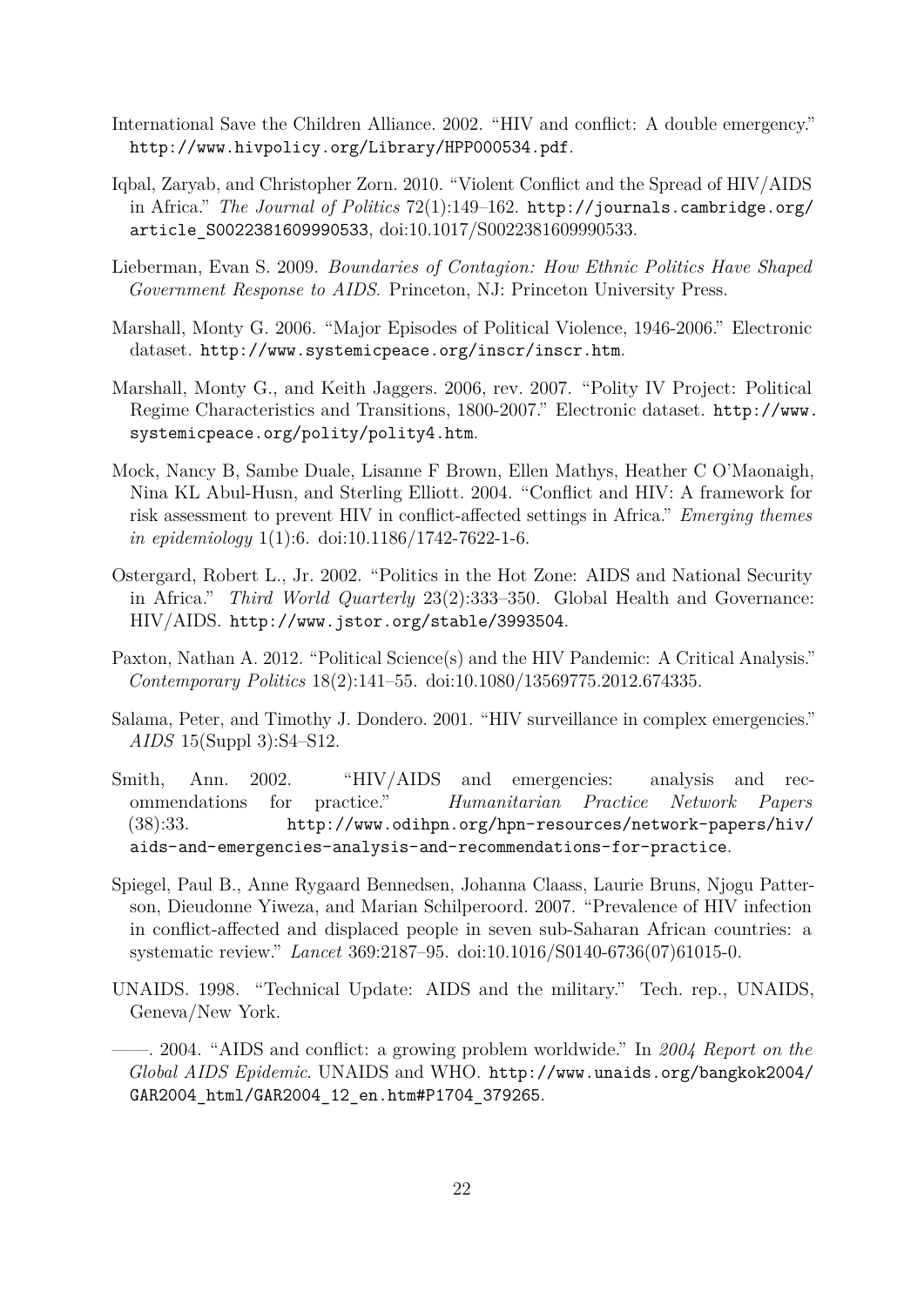International Save the Children Alliance. 2002. "HIV and conflict: A double emergency." http://www.hivpolicy.org/Library/HPP000534.pdf.

Iqbal, Zaryab, and Christopher Zorn. 2010. "Violent Conflict and the Spread of HIV/AIDS in Africa." *The Journal of Politics* 72(1):149–162. http://journals.cambridge.org/article_S0022381609990533, doi:10.1017/S0022381609990533.

Lieberman, Evan S. 2009. *Boundaries of Contagion: How Ethnic Politics Have Shaped Government Response to AIDS*. Princeton, NJ: Princeton University Press.

Marshall, Monty G. 2006. "Major Episodes of Political Violence, 1946-2006." Electronic dataset. http://www.systemicpeace.org/inscr/inscr.htm.

Marshall, Monty G., and Keith Jaggers. 2006, rev. 2007. "Polity IV Project: Political Regime Characteristics and Transitions, 1800-2007." Electronic dataset. http://www.systemicpeace.org/polity/polity4.htm.

Mock, Nancy B, Sambe Duale, Lisanne F Brown, Ellen Mathys, Heather C O'Maonaigh, Nina KL Abul-Husn, and Sterling Elliott. 2004. "Conflict and HIV: A framework for risk assessment to prevent HIV in conflict-affected settings in Africa." *Emerging themes in epidemiology* 1(1):6. doi:10.1186/1742-7622-1-6.

Ostergard, Robert L., Jr. 2002. "Politics in the Hot Zone: AIDS and National Security in Africa." *Third World Quarterly* 23(2):333–350. Global Health and Governance: HIV/AIDS. http://www.jstor.org/stable/3993504.

Paxton, Nathan A. 2012. "Political Science(s) and the HIV Pandemic: A Critical Analysis." *Contemporary Politics* 18(2):141–55. doi:10.1080/13569775.2012.674335.

Salama, Peter, and Timothy J. Dondero. 2001. "HIV surveillance in complex emergencies." *AIDS* 15(Suppl 3):S4–S12.

Smith, Ann. 2002. "HIV/AIDS and emergencies: analysis and recommendations for practice." *Humanitarian Practice Network Papers* (38):33. http://www.odihpn.org/hpn-resources/network-papers/hiv/aids-and-emergencies-analysis-and-recommendations-for-practice.

Spiegel, Paul B., Anne Rygaard Bennedsen, Johanna Claass, Laurie Bruns, Njogu Patterson, Dieudonne Yiweza, and Marian Schilperoord. 2007. "Prevalence of HIV infection in conflict-affected and displaced people in seven sub-Saharan African countries: a systematic review." *Lancet* 369:2187–95. doi:10.1016/S0140-6736(07)61015-0.

UNAIDS. 1998. "Technical Update: AIDS and the military." Tech. rep., UNAIDS, Geneva/New York.

——. 2004. "AIDS and conflict: a growing problem worldwide." In *2004 Report on the Global AIDS Epidemic*. UNAIDS and WHO. http://www.unaids.org/bangkok2004/GAR2004_html/GAR2004_12_en.htm#P1704_379265.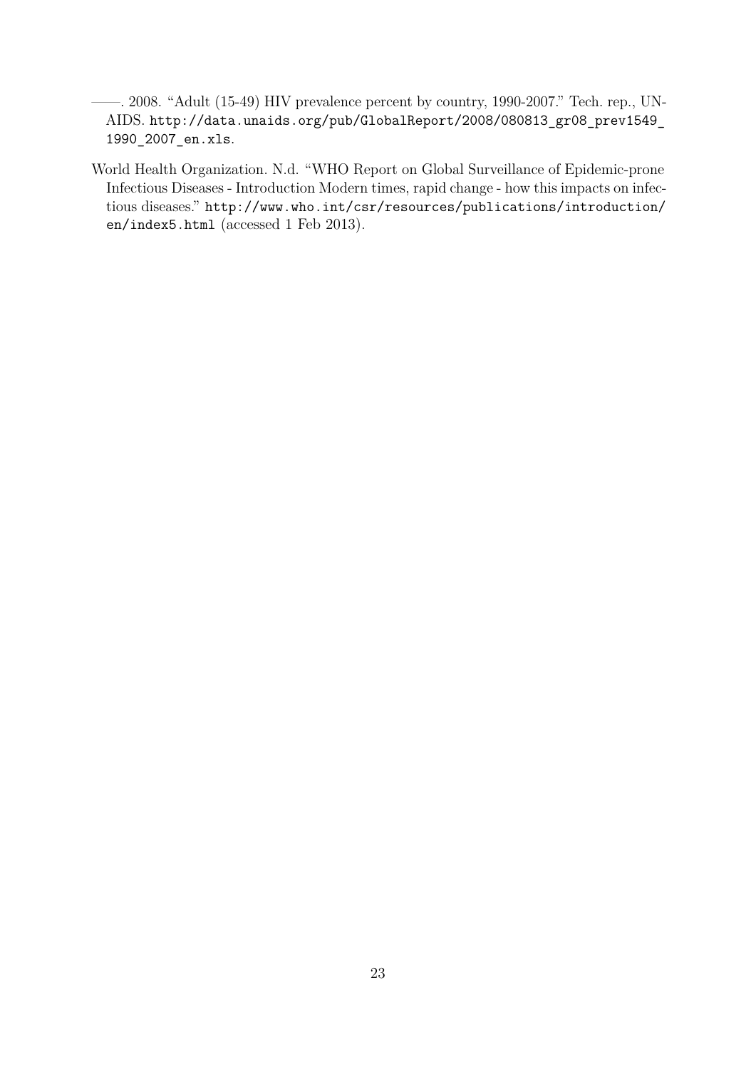——. 2008. "Adult (15-49) HIV prevalence percent by country, 1990-2007." Tech. rep., UNAIDS. http://data.unaids.org/pub/GlobalReport/2008/080813_gr08_prev1549_1990_2007_en.xls.

World Health Organization. N.d. "WHO Report on Global Surveillance of Epidemic-prone Infectious Diseases - Introduction Modern times, rapid change - how this impacts on infectious diseases." http://www.who.int/csr/resources/publications/introduction/en/index5.html (accessed 1 Feb 2013).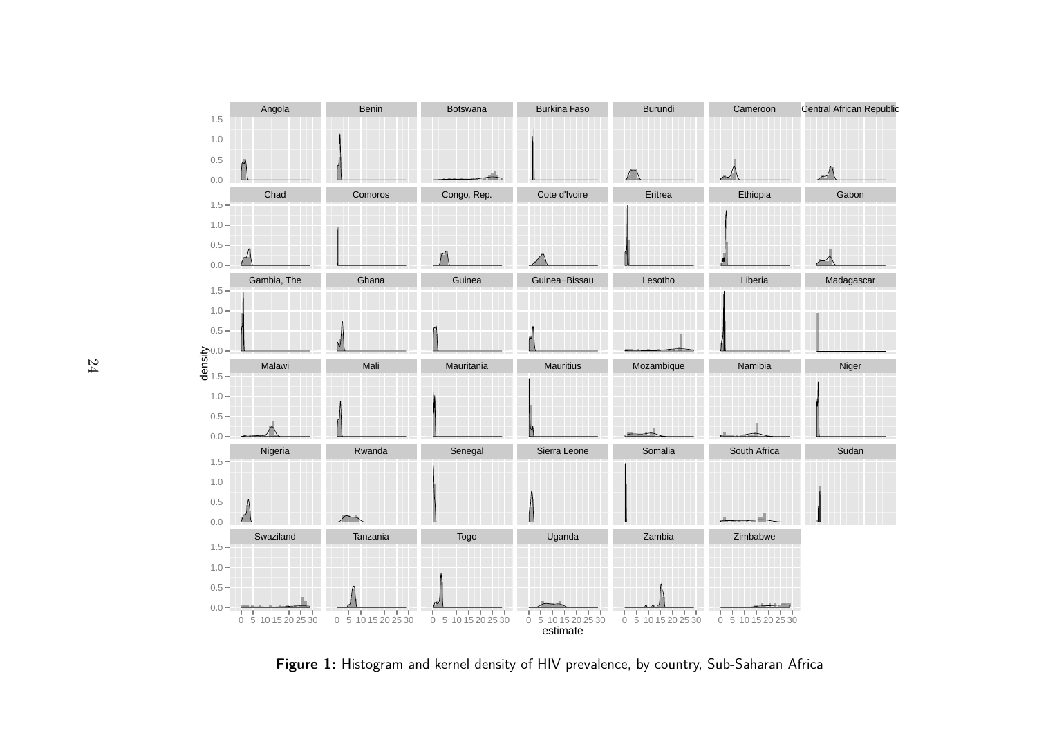**Figure 1:** Histogram and kernel density of HIV prevalence, by country, Sub-Saharan Africa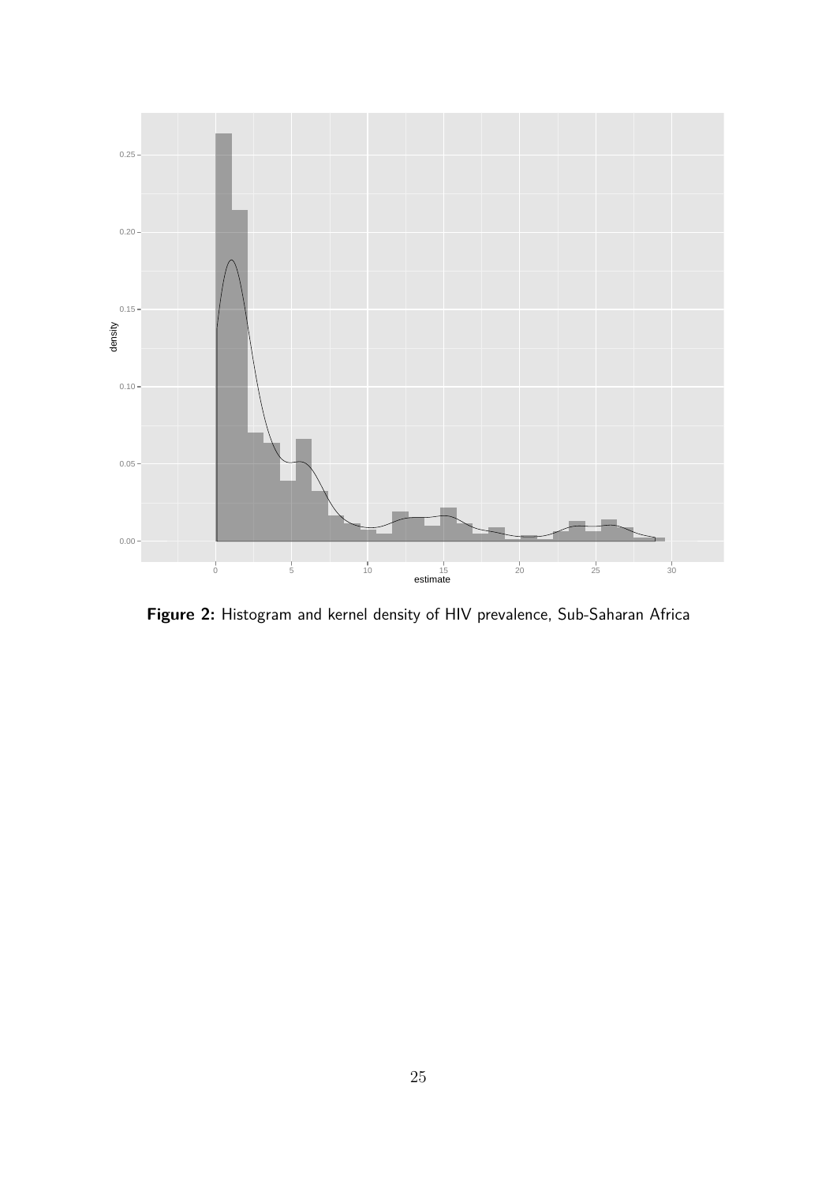**Figure 2:** Histogram and kernel density of HIV prevalence, Sub-Saharan Africa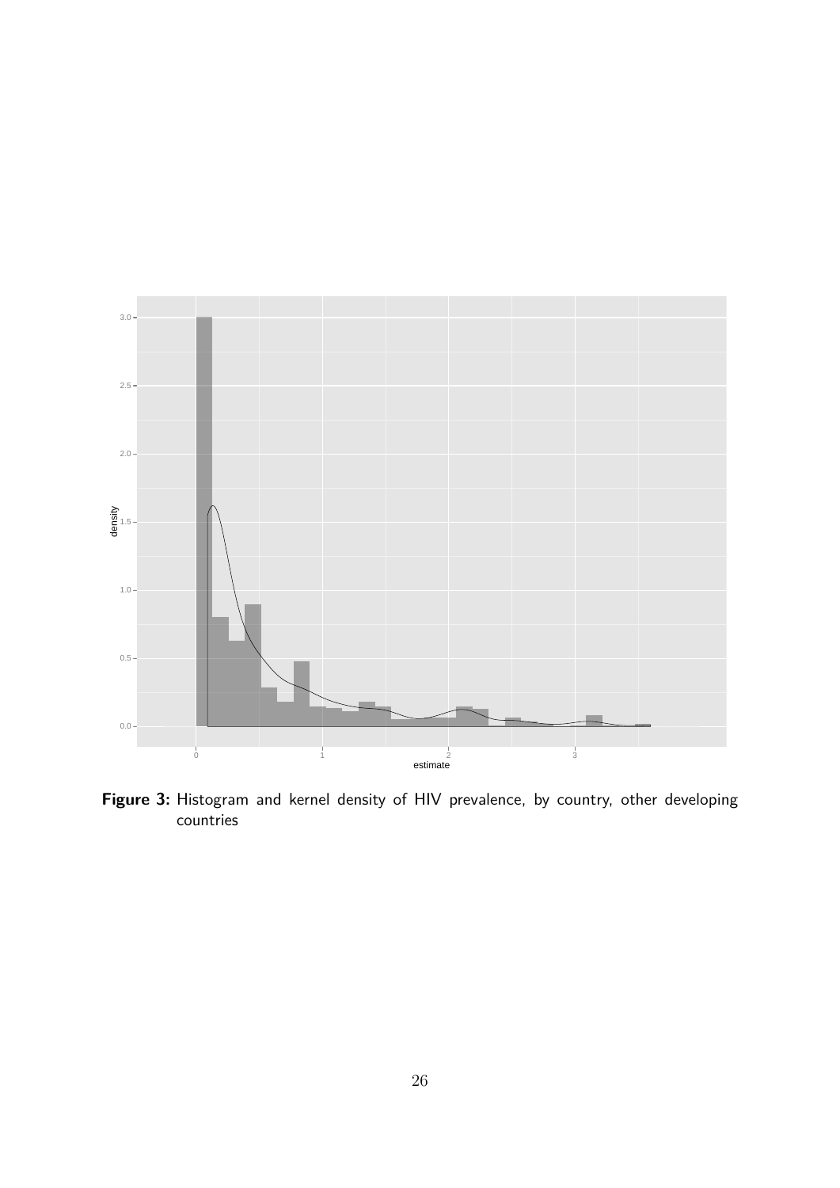**Figure 3:** Histogram and kernel density of HIV prevalence, by country, other developing countries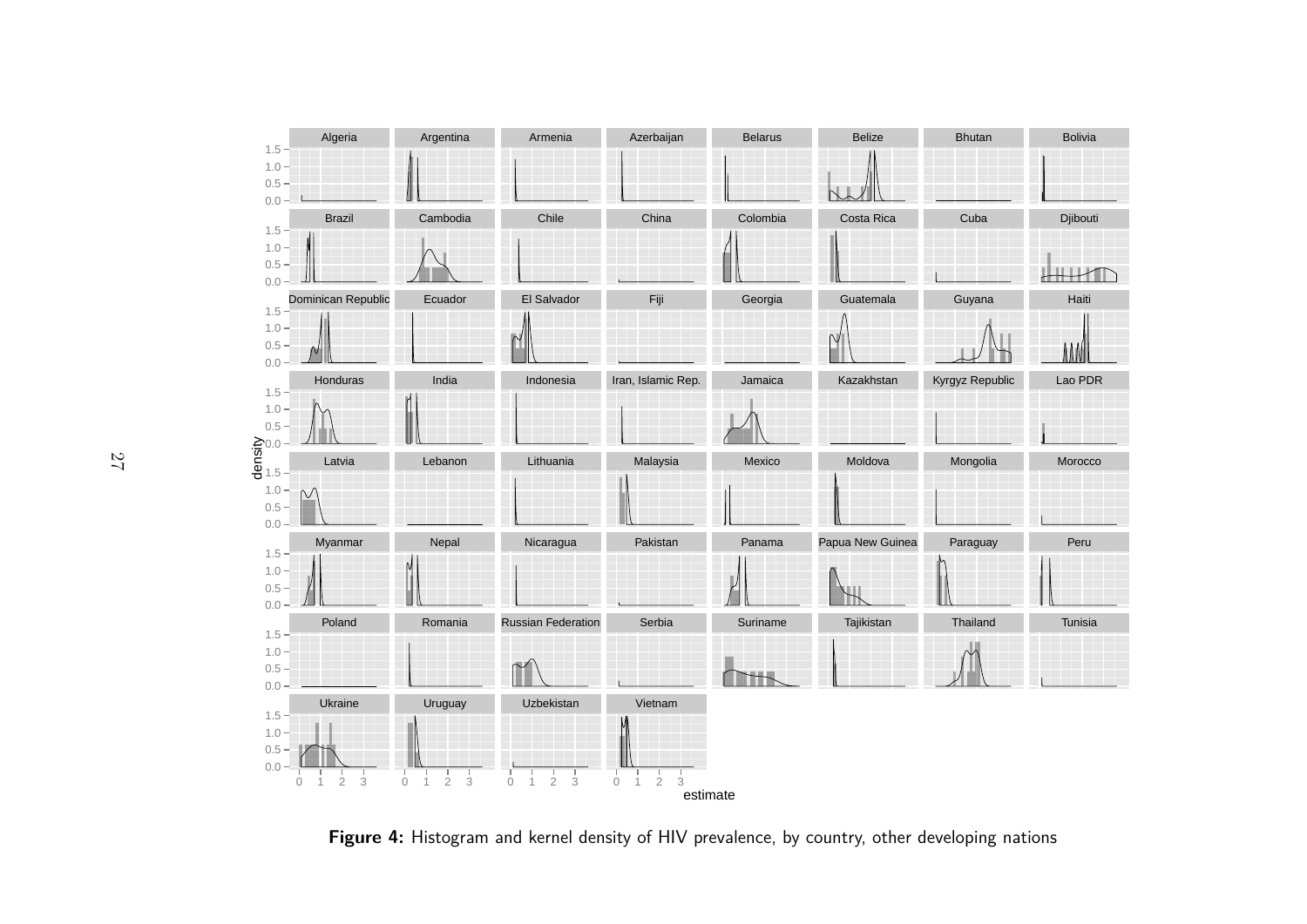**Figure 4:** Histogram and kernel density of HIV prevalence, by country, other developing nations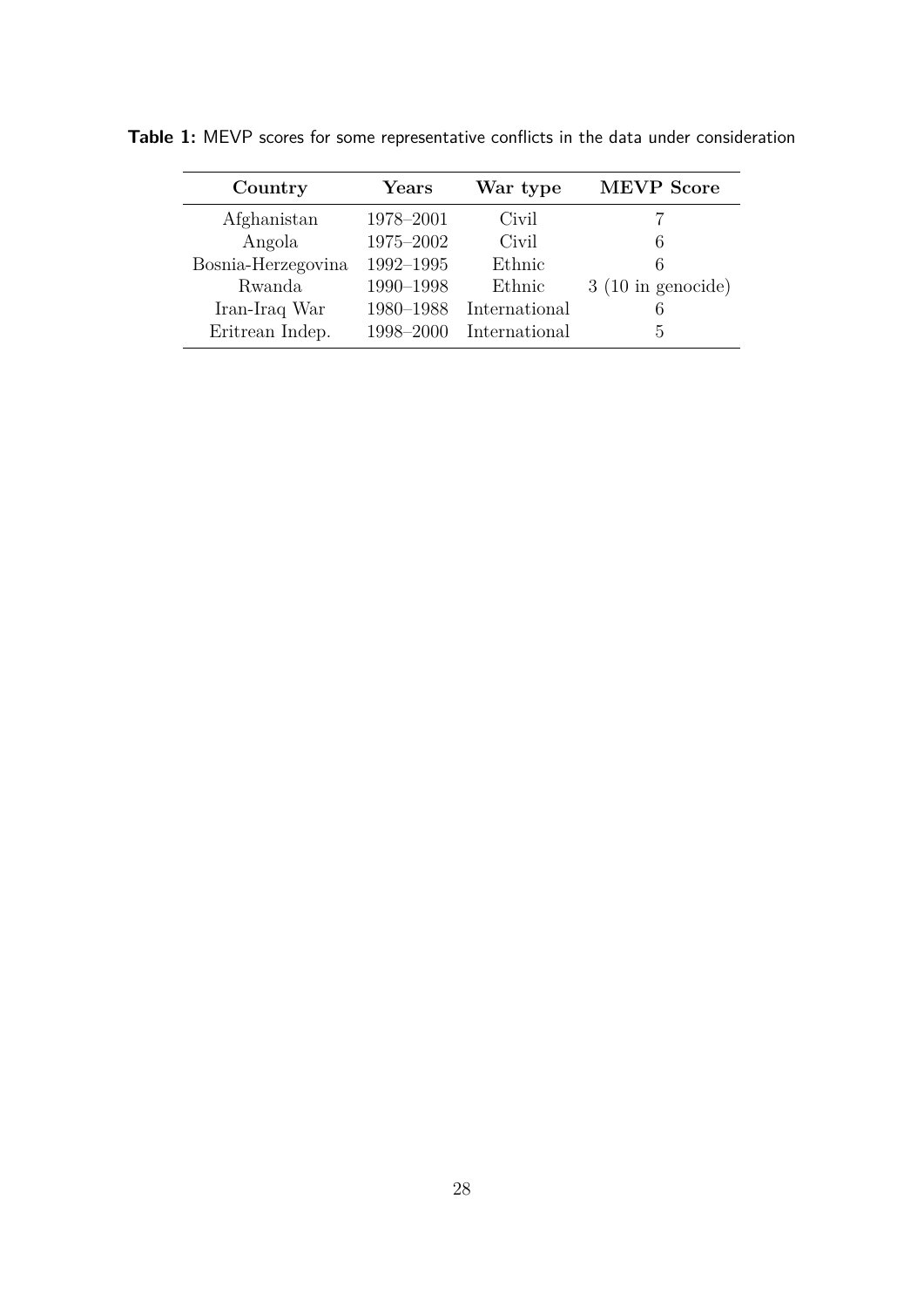**Table 1:** MEVP scores for some representative conflicts in the data under consideration

| Country | Years | War type | MEVP Score |
|---|---|---|---|
| Afghanistan | 1978–2001 | Civil | 7 |
| Angola | 1975–2002 | Civil | 6 |
| Bosnia-Herzegovina | 1992–1995 | Ethnic | 6 |
| Rwanda | 1990–1998 | Ethnic | 3 (10 in genocide) |
| Iran-Iraq War | 1980–1988 | International | 6 |
| Eritrean Indep. | 1998–2000 | International | 5 |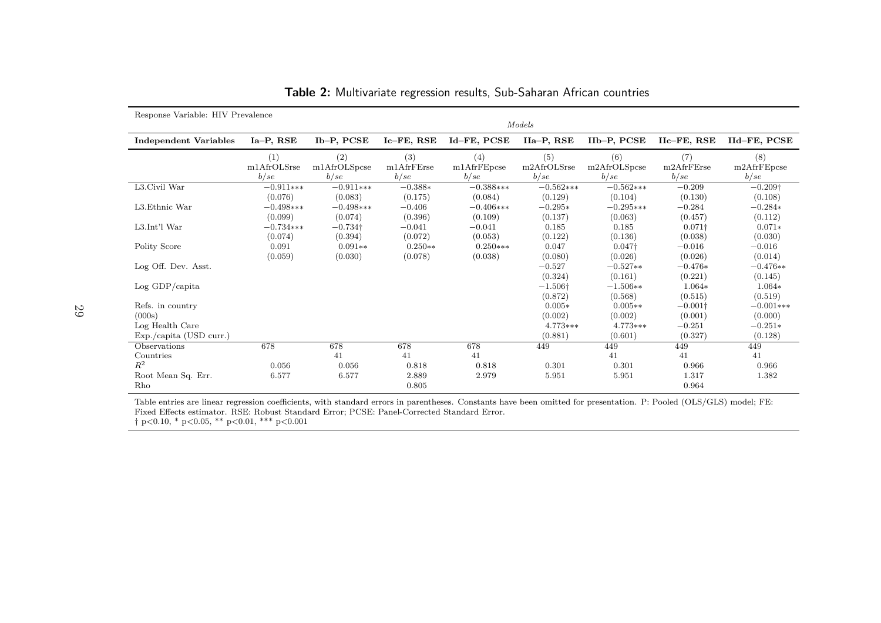**Table 2:** Multivariate regression results, Sub-Saharan African countries

| Response Variable: HIV Prevalence | *Models* | | | | | | | |
|---|---|---|---|---|---|---|---|---|
| **Independent Variables** | **Ia–P, RSE** | **Ib–P, PCSE** | **Ic–FE, RSE** | **Id–FE, PCSE** | **IIa–P, RSE** | **IIb–P, PCSE** | **IIc–FE, RSE** | **IId–FE, PCSE** |
| | (1) m1AfrOLSrse *b/se* | (2) m1AfrOLSpcse *b/se* | (3) m1AfrFErse *b/se* | (4) m1AfrFEpcse *b/se* | (5) m2AfrOLSrse *b/se* | (6) m2AfrOLSpcse *b/se* | (7) m2AfrFErse *b/se* | (8) m2AfrFEpcse *b/se* |
| L3.Civil War | −0.911*** | −0.911*** | −0.388* | −0.388*** | −0.562*** | −0.562*** | −0.209 | −0.209† |
| | (0.076) | (0.083) | (0.175) | (0.084) | (0.129) | (0.104) | (0.130) | (0.108) |
| L3.Ethnic War | −0.498*** | −0.498*** | −0.406 | −0.406*** | −0.295* | −0.295*** | −0.284 | −0.284* |
| | (0.099) | (0.074) | (0.396) | (0.109) | (0.137) | (0.063) | (0.457) | (0.112) |
| L3.Int'l War | −0.734*** | −0.734† | −0.041 | −0.041 | 0.185 | 0.185 | 0.071† | 0.071* |
| | (0.074) | (0.394) | (0.072) | (0.053) | (0.122) | (0.136) | (0.038) | (0.030) |
| Polity Score | 0.091 | 0.091** | 0.250** | 0.250*** | 0.047 | 0.047† | −0.016 | −0.016 |
| | (0.059) | (0.030) | (0.078) | (0.038) | (0.080) | (0.026) | (0.026) | (0.014) |
| Log Off. Dev. Asst. | | | | | −0.527 | −0.527** | −0.476* | −0.476** |
| | | | | | (0.324) | (0.161) | (0.221) | (0.145) |
| Log GDP/capita | | | | | −1.506† | −1.506** | 1.064* | 1.064* |
| | | | | | (0.872) | (0.568) | (0.515) | (0.519) |
| Refs. in country | | | | | 0.005* | 0.005** | −0.001† | −0.001*** |
| (000s) | | | | | (0.002) | (0.002) | (0.001) | (0.000) |
| Log Health Care | | | | | 4.773*** | 4.773*** | −0.251 | −0.251* |
| Exp./capita (USD curr.) | | | | | (0.881) | (0.601) | (0.327) | (0.128) |
| Observations | 678 | 678 | 678 | 678 | 449 | 449 | 449 | 449 |
| Countries | | 41 | 41 | 41 | | 41 | 41 | 41 |
| $R^2$ | 0.056 | 0.056 | 0.818 | 0.818 | 0.301 | 0.301 | 0.966 | 0.966 |
| Root Mean Sq. Err. | 6.577 | 6.577 | 2.889 | 2.979 | 5.951 | 5.951 | 1.317 | 1.382 |
| Rho | | | 0.805 | | | | 0.964 | |

Table entries are linear regression coefficients, with standard errors in parentheses. Constants have been omitted for presentation. P: Pooled (OLS/GLS) model; FE: Fixed Effects estimator. RSE: Robust Standard Error; PCSE: Panel-Corrected Standard Error.
† $p<0.10$, * $p<0.05$, ** $p<0.01$, *** $p<0.001$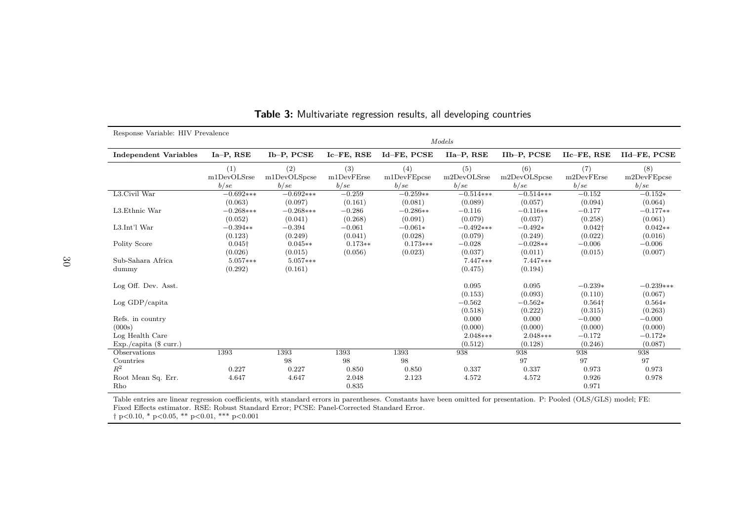**Table 3:** Multivariate regression results, all developing countries

| Response Variable: HIV Prevalence | *Models* | | | | | | | |
|---|---|---|---|---|---|---|---|---|
| **Independent Variables** | **Ia–P, RSE** | **Ib–P, PCSE** | **Ic–FE, RSE** | **Id–FE, PCSE** | **IIa–P, RSE** | **IIb–P, PCSE** | **IIc–FE, RSE** | **IId–FE, PCSE** |
| | (1) m1DevOLSrse *b/se* | (2) m1DevOLSpcse *b/se* | (3) m1DevFErse *b/se* | (4) m1DevFEpcse *b/se* | (5) m2DevOLSrse *b/se* | (6) m2DevOLSpcse *b/se* | (7) m2DevFErse *b/se* | (8) m2DevFEpcse *b/se* |
| L3.Civil War | −0.692*** | −0.692*** | −0.259 | −0.259** | −0.514*** | −0.514*** | −0.152 | −0.152* |
| | (0.063) | (0.097) | (0.161) | (0.081) | (0.089) | (0.057) | (0.094) | (0.064) |
| L3.Ethnic War | −0.268*** | −0.268*** | −0.286 | −0.286** | −0.116 | −0.116** | −0.177 | −0.177** |
| | (0.052) | (0.041) | (0.268) | (0.091) | (0.079) | (0.037) | (0.258) | (0.061) |
| L3.Int'l War | −0.394** | −0.394 | −0.061 | −0.061* | −0.492*** | −0.492* | 0.042† | 0.042** |
| | (0.123) | (0.249) | (0.041) | (0.028) | (0.079) | (0.249) | (0.022) | (0.016) |
| Polity Score | 0.045† | 0.045** | 0.173** | 0.173*** | −0.028 | −0.028** | −0.006 | −0.006 |
| | (0.026) | (0.015) | (0.056) | (0.023) | (0.037) | (0.011) | (0.015) | (0.007) |
| Sub-Sahara Africa dummy | 5.057*** | 5.057*** | | | 7.447*** | 7.447*** | | |
| | (0.292) | (0.161) | | | (0.475) | (0.194) | | |
| Log Off. Dev. Asst. | | | | | 0.095 | 0.095 | −0.239* | −0.239*** |
| | | | | | (0.153) | (0.093) | (0.110) | (0.067) |
| Log GDP/capita | | | | | −0.562 | −0.562* | 0.564† | 0.564* |
| | | | | | (0.518) | (0.222) | (0.315) | (0.263) |
| Refs. in country (000s) | | | | | 0.000 | 0.000 | −0.000 | −0.000 |
| | | | | | (0.000) | (0.000) | (0.000) | (0.000) |
| Log Health Care Exp./capita ($ curr.) | | | | | 2.048*** | 2.048*** | −0.172 | −0.172* |
| | | | | | (0.512) | (0.128) | (0.246) | (0.087) |
| Observations | 1393 | 1393 | 1393 | 1393 | 938 | 938 | 938 | 938 |
| Countries | | 98 | 98 | 98 | | 97 | 97 | 97 |
| $R^2$ | 0.227 | 0.227 | 0.850 | 0.850 | 0.337 | 0.337 | 0.973 | 0.973 |
| Root Mean Sq. Err. | 4.647 | 4.647 | 2.048 | 2.123 | 4.572 | 4.572 | 0.926 | 0.978 |
| Rho | | | 0.835 | | | | 0.971 | |

Table entries are linear regression coefficients, with standard errors in parentheses. Constants have been omitted for presentation. P: Pooled (OLS/GLS) model; FE: Fixed Effects estimator. RSE: Robust Standard Error; PCSE: Panel-Corrected Standard Error.
† p<0.10, * p<0.05, ** p<0.01, *** p<0.001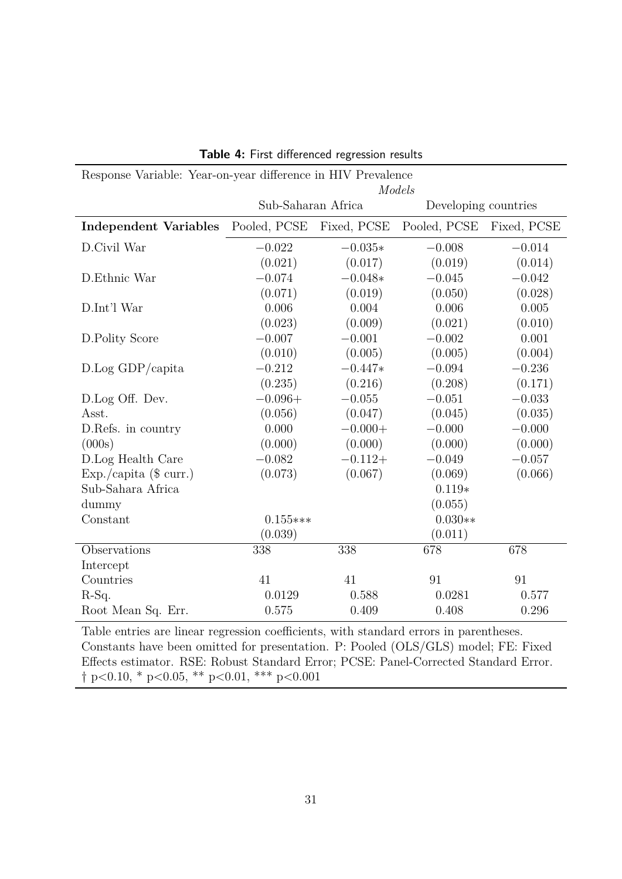**Table 4:** First differenced regression results

| Response Variable: Year-on-year difference in HIV Prevalence | | | | |
|---|---|---|---|---|
| | *Models* | | | |
| | Sub-Saharan Africa | | Developing countries | |
| **Independent Variables** | Pooled, PCSE | Fixed, PCSE | Pooled, PCSE | Fixed, PCSE |
| D.Civil War | −0.022 | −0.035* | −0.008 | −0.014 |
| | (0.021) | (0.017) | (0.019) | (0.014) |
| D.Ethnic War | −0.074 | −0.048* | −0.045 | −0.042 |
| | (0.071) | (0.019) | (0.050) | (0.028) |
| D.Int'l War | 0.006 | 0.004 | 0.006 | 0.005 |
| | (0.023) | (0.009) | (0.021) | (0.010) |
| D.Polity Score | −0.007 | −0.001 | −0.002 | 0.001 |
| | (0.010) | (0.005) | (0.005) | (0.004) |
| D.Log GDP/capita | −0.212 | −0.447* | −0.094 | −0.236 |
| | (0.235) | (0.216) | (0.208) | (0.171) |
| D.Log Off. Dev. Asst. | −0.096+ | −0.055 | −0.051 | −0.033 |
| | (0.056) | (0.047) | (0.045) | (0.035) |
| D.Refs. in country (000s) | 0.000 | −0.000+ | −0.000 | −0.000 |
| | (0.000) | (0.000) | (0.000) | (0.000) |
| D.Log Health Care Exp./capita ($ curr.) | −0.082 | −0.112+ | −0.049 | −0.057 |
| | (0.073) | (0.067) | (0.069) | (0.066) |
| Sub-Sahara Africa dummy | | | 0.119* | |
| | | | (0.055) | |
| Constant | 0.155*** | | 0.030** | |
| | (0.039) | | (0.011) | |
| Observations | 338 | 338 | 678 | 678 |
| Intercept | | | | |
| Countries | 41 | 41 | 91 | 91 |
| R-Sq. | 0.0129 | 0.588 | 0.0281 | 0.577 |
| Root Mean Sq. Err. | 0.575 | 0.409 | 0.408 | 0.296 |

Table entries are linear regression coefficients, with standard errors in parentheses. Constants have been omitted for presentation. P: Pooled (OLS/GLS) model; FE: Fixed Effects estimator. RSE: Robust Standard Error; PCSE: Panel-Corrected Standard Error. † $p<0.10$, * $p<0.05$, ** $p<0.01$, *** $p<0.001$